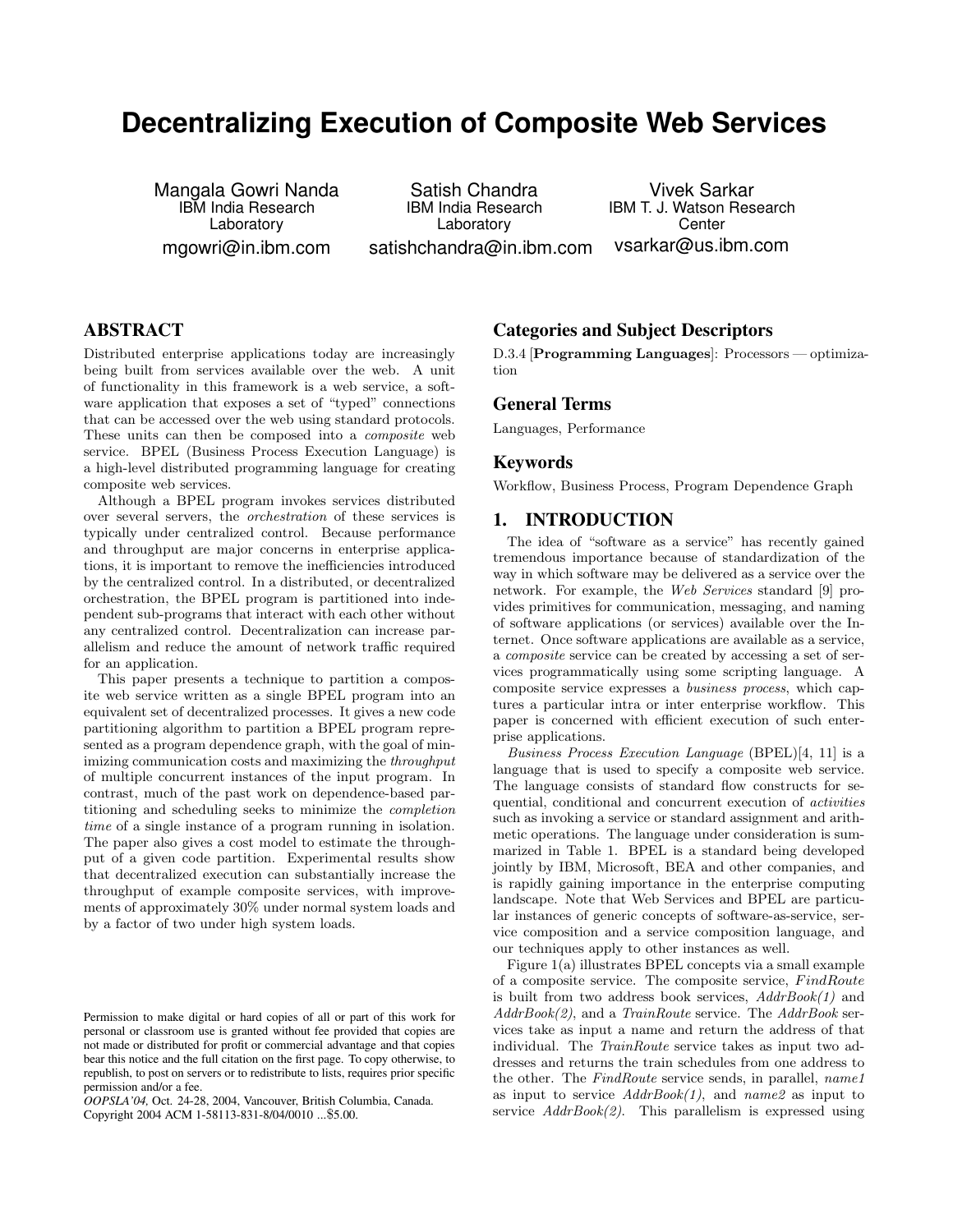# Decentralizing Execution of Composite Web Services

Mangala Gowri Nanda
IBM India Research Laboratory
mgowri@in.ibm.com

Satish Chandra
IBM India Research Laboratory
satishchandra@in.ibm.com

Vivek Sarkar
IBM T. J. Watson Research Center
vsarkar@us.ibm.com

## ABSTRACT

Distributed enterprise applications today are increasingly being built from services available over the web. A unit of functionality in this framework is a web service, a software application that exposes a set of "typed" connections that can be accessed over the web using standard protocols. These units can then be composed into a *composite* web service. BPEL (Business Process Execution Language) is a high-level distributed programming language for creating composite web services.

Although a BPEL program invokes services distributed over several servers, the *orchestration* of these services is typically under centralized control. Because performance and throughput are major concerns in enterprise applications, it is important to remove the inefficiencies introduced by the centralized control. In a distributed, or decentralized orchestration, the BPEL program is partitioned into independent sub-programs that interact with each other without any centralized control. Decentralization can increase parallelism and reduce the amount of network traffic required for an application.

This paper presents a technique to partition a composite web service written as a single BPEL program into an equivalent set of decentralized processes. It gives a new code partitioning algorithm to partition a BPEL program represented as a program dependence graph, with the goal of minimizing communication costs and maximizing the *throughput* of multiple concurrent instances of the input program. In contrast, much of the past work on dependence-based partitioning and scheduling seeks to minimize the *completion time* of a single instance of a program running in isolation. The paper also gives a cost model to estimate the throughput of a given code partition. Experimental results show that decentralized execution can substantially increase the throughput of example composite services, with improvements of approximately 30% under normal system loads and by a factor of two under high system loads.

Permission to make digital or hard copies of all or part of this work for personal or classroom use is granted without fee provided that copies are not made or distributed for profit or commercial advantage and that copies bear this notice and the full citation on the first page. To copy otherwise, to republish, to post on servers or to redistribute to lists, requires prior specific permission and/or a fee.
*OOPSLA'04,* Oct. 24-28, 2004, Vancouver, British Columbia, Canada.
Copyright 2004 ACM 1-58113-831-8/04/0010 ...$5.00.

## Categories and Subject Descriptors

D.3.4 [**Programming Languages**]: Processors — optimization

## General Terms

Languages, Performance

## Keywords

Workflow, Business Process, Program Dependence Graph

## 1. INTRODUCTION

The idea of "software as a service" has recently gained tremendous importance because of standardization of the way in which software may be delivered as a service over the network. For example, the *Web Services* standard [9] provides primitives for communication, messaging, and naming of software applications (or services) available over the Internet. Once software applications are available as a service, a *composite* service can be created by accessing a set of services programmatically using some scripting language. A composite service expresses a *business process*, which captures a particular intra or inter enterprise workflow. This paper is concerned with efficient execution of such enterprise applications.

*Business Process Execution Language* (BPEL)[4, 11] is a language that is used to specify a composite web service. The language consists of standard flow constructs for sequential, conditional and concurrent execution of *activities* such as invoking a service or standard assignment and arithmetic operations. The language under consideration is summarized in Table 1. BPEL is a standard being developed jointly by IBM, Microsoft, BEA and other companies, and is rapidly gaining importance in the enterprise computing landscape. Note that Web Services and BPEL are particular instances of generic concepts of software-as-service, service composition and a service composition language, and our techniques apply to other instances as well.

Figure 1(a) illustrates BPEL concepts via a small example of a composite service. The composite service, *FindRoute* is built from two address book services, *AddrBook(1)* and *AddrBook(2)*, and a *TrainRoute* service. The *AddrBook* services take as input a name and return the address of that individual. The *TrainRoute* service takes as input two addresses and returns the train schedules from one address to the other. The *FindRoute* service sends, in parallel, *name1* as input to service *AddrBook(1)*, and *name2* as input to service *AddrBook(2)*. This parallelism is expressed using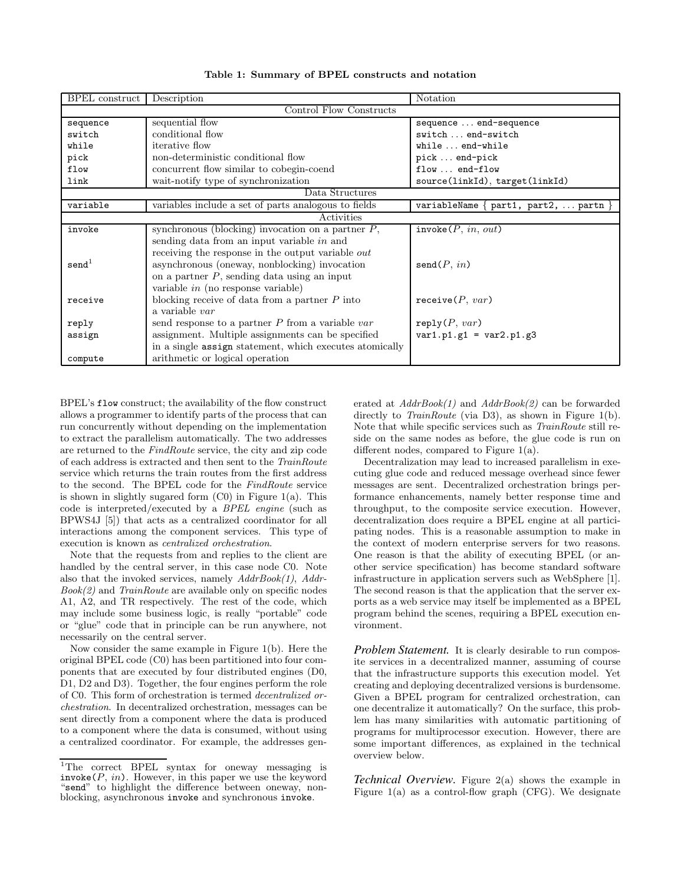**Table 1: Summary of BPEL constructs and notation**

| BPEL construct | Description | Notation |
|---|---|---|
| Control Flow Constructs | | |
| `sequence` | sequential flow | `sequence ... end-sequence` |
| `switch` | conditional flow | `switch ... end-switch` |
| `while` | iterative flow | `while ... end-while` |
| `pick` | non-deterministic conditional flow | `pick ... end-pick` |
| `flow` | concurrent flow similar to cobegin-coend | `flow ... end-flow` |
| `link` | wait-notify type of synchronization | `source(linkId)`, `target(linkId)` |
| Data Structures | | |
| `variable` | variables include a set of parts analogous to fields | `variableName { part1, part2, ... partn }` |
| Activities | | |
| `invoke` | synchronous (blocking) invocation on a partner *P*, sending data from an input variable *in* and receiving the response in the output variable *out* | `invoke(`*P*, *in*, *out*`)` |
| `send`[1] | asynchronous (oneway, nonblocking) invocation on a partner *P*, sending data using an input variable *in* (no response variable) | `send(`*P*, *in*`)` |
| `receive` | blocking receive of data from a partner *P* into a variable *var* | `receive(`*P*, *var*`)` |
| `reply` | send response to a partner *P* from a variable *var* | `reply(`*P*, *var*`)` |
| `assign` | assignment. Multiple assignments can be specified in a single `assign` statement, which executes atomically | `var1.p1.g1 = var2.p1.g3` |
| `compute` | arithmetic or logical operation | |

BPEL's `flow` construct; the availability of the flow construct allows a programmer to identify parts of the process that can run concurrently without depending on the implementation to extract the parallelism automatically. The two addresses are returned to the *FindRoute* service, the city and zip code of each address is extracted and then sent to the *TrainRoute* service which returns the train routes from the first address to the second. The BPEL code for the *FindRoute* service is shown in slightly sugared form (C0) in Figure 1(a). This code is interpreted/executed by a *BPEL engine* (such as BPWS4J [5]) that acts as a centralized coordinator for all interactions among the component services. This type of execution is known as *centralized orchestration*.

Note that the requests from and replies to the client are handled by the central server, in this case node C0. Note also that the invoked services, namely *AddrBook(1)*, *AddrBook(2)* and *TrainRoute* are available only on specific nodes A1, A2, and TR respectively. The rest of the code, which may include some business logic, is really "portable" code or "glue" code that in principle can be run anywhere, not necessarily on the central server.

Now consider the same example in Figure 1(b). Here the original BPEL code (C0) has been partitioned into four components that are executed by four distributed engines (D0, D1, D2 and D3). Together, the four engines perform the role of C0. This form of orchestration is termed *decentralized orchestration*. In decentralized orchestration, messages can be sent directly from a component where the data is produced to a component where the data is consumed, without using a centralized coordinator. For example, the addresses generated at *AddrBook(1)* and *AddrBook(2)* can be forwarded directly to *TrainRoute* (via D3), as shown in Figure 1(b). Note that while specific services such as *TrainRoute* still reside on the same nodes as before, the glue code is run on different nodes, compared to Figure 1(a).

Decentralization may lead to increased parallelism in executing glue code and reduced message overhead since fewer messages are sent. Decentralized orchestration brings performance enhancements, namely better response time and throughput, to the composite service execution. However, decentralization does require a BPEL engine at all participating nodes. This is a reasonable assumption to make in the context of modern enterprise servers for two reasons. One reason is that the ability of executing BPEL (or another service specification) has become standard software infrastructure in application servers such as WebSphere [1]. The second reason is that the application that the server exports as a web service may itself be implemented as a BPEL program behind the scenes, requiring a BPEL execution environment.

***Problem Statement.*** It is clearly desirable to run composite services in a decentralized manner, assuming of course that the infrastructure supports this execution model. Yet creating and deploying decentralized versions is burdensome. Given a BPEL program for centralized orchestration, can one decentralize it automatically? On the surface, this problem has many similarities with automatic partitioning of programs for multiprocessor execution. However, there are some important differences, as explained in the technical overview below.

***Technical Overview.*** Figure 2(a) shows the example in Figure 1(a) as a control-flow graph (CFG). We designate

[1] The correct BPEL syntax for oneway messaging is `invoke(`*P*, *in*`)`. However, in this paper we use the keyword "`send`" to highlight the difference between oneway, nonblocking, asynchronous `invoke` and synchronous `invoke`.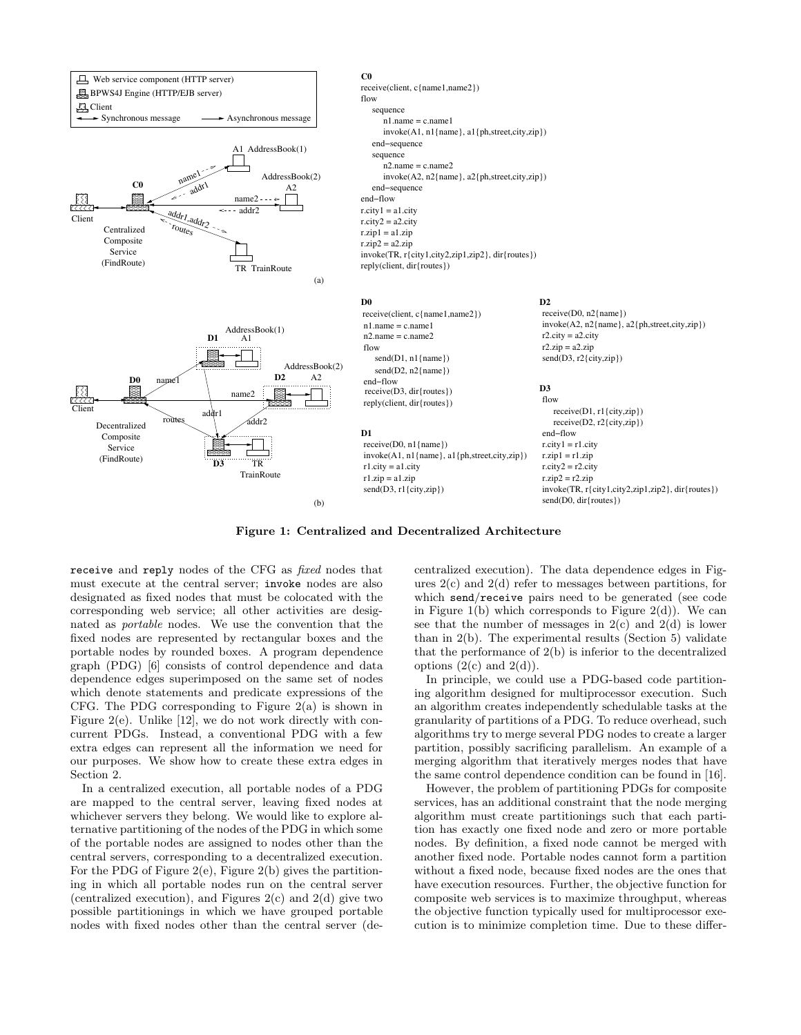**C0**

```
receive(client, c{name1,name2})
flow
    sequence
        n1.name = c.name1
        invoke(A1, n1{name}, a1{ph,street,city,zip})
    end−sequence
    sequence
        n2.name = c.name2
        invoke(A2, n2{name}, a2{ph,street,city,zip})
    end−sequence
end−flow
r.city1 = a1.city
r.city2 = a2.city
r.zip1 = a1.zip
r.zip2 = a2.zip
invoke(TR, r{city1,city2,zip1,zip2}, dir{routes})
reply(client, dir{routes})
```

**D0**

```
receive(client, c{name1,name2})
n1.name = c.name1
n2.name = c.name2
flow
    send(D1, n1{name})
    send(D2, n2{name})
end−flow
receive(D3, dir{routes})
reply(client, dir{routes})
```

**D1**

```
receive(D0, n1{name})
invoke(A1, n1{name}, a1{ph,street,city,zip})
r1.city = a1.city
r1.zip = a1.zip
send(D3, r1{city,zip})
```

**D2**

```
receive(D0, n2{name})
invoke(A2, n2{name}, a2{ph,street,city,zip})
r2.city = a2.city
r2.zip = a2.zip
send(D3, r2{city,zip})
```

**D3**

```
flow
    receive(D1, r1{city,zip})
    receive(D2, r2{city,zip})
end−flow
r.city1 = r1.city
r.zip1 = r1.zip
r.city2 = r2.city
r.zip2 = r2.zip
invoke(TR, r{city1,city2,zip1,zip2}, dir{routes})
send(D0, dir{routes})
```

**Figure 1: Centralized and Decentralized Architecture**

receive and reply nodes of the CFG as *fixed* nodes that must execute at the central server; invoke nodes are also designated as fixed nodes that must be colocated with the corresponding web service; all other activities are designated as *portable* nodes. We use the convention that the fixed nodes are represented by rectangular boxes and the portable nodes by rounded boxes. A program dependence graph (PDG) [6] consists of control dependence and data dependence edges superimposed on the same set of nodes which denote statements and predicate expressions of the CFG. The PDG corresponding to Figure 2(a) is shown in Figure 2(e). Unlike [12], we do not work directly with concurrent PDGs. Instead, a conventional PDG with a few extra edges can represent all the information we need for our purposes. We show how to create these extra edges in Section 2.

In a centralized execution, all portable nodes of a PDG are mapped to the central server, leaving fixed nodes at whichever servers they belong. We would like to explore alternative partitioning of the nodes of the PDG in which some of the portable nodes are assigned to nodes other than the central servers, corresponding to a decentralized execution. For the PDG of Figure 2(e), Figure 2(b) gives the partitioning in which all portable nodes run on the central server (centralized execution), and Figures 2(c) and 2(d) give two possible partitionings in which we have grouped portable nodes with fixed nodes other than the central server (decentralized execution). The data dependence edges in Figures 2(c) and 2(d) refer to messages between partitions, for which send/receive pairs need to be generated (see code in Figure 1(b) which corresponds to Figure 2(d)). We can see that the number of messages in 2(c) and 2(d) is lower than in 2(b). The experimental results (Section 5) validate that the performance of 2(b) is inferior to the decentralized options (2(c) and 2(d)).

In principle, we could use a PDG-based code partitioning algorithm designed for multiprocessor execution. Such an algorithm creates independently schedulable tasks at the granularity of partitions of a PDG. To reduce overhead, such algorithms try to merge several PDG nodes to create a larger partition, possibly sacrificing parallelism. An example of a merging algorithm that iteratively merges nodes that have the same control dependence condition can be found in [16].

However, the problem of partitioning PDGs for composite services, has an additional constraint that the node merging algorithm must create partitionings such that each partition has exactly one fixed node and zero or more portable nodes. By definition, a fixed node cannot be merged with another fixed node. Portable nodes cannot form a partition without a fixed node, because fixed nodes are the ones that have execution resources. Further, the objective function for composite web services is to maximize throughput, whereas the objective function typically used for multiprocessor execution is to minimize completion time. Due to these differ-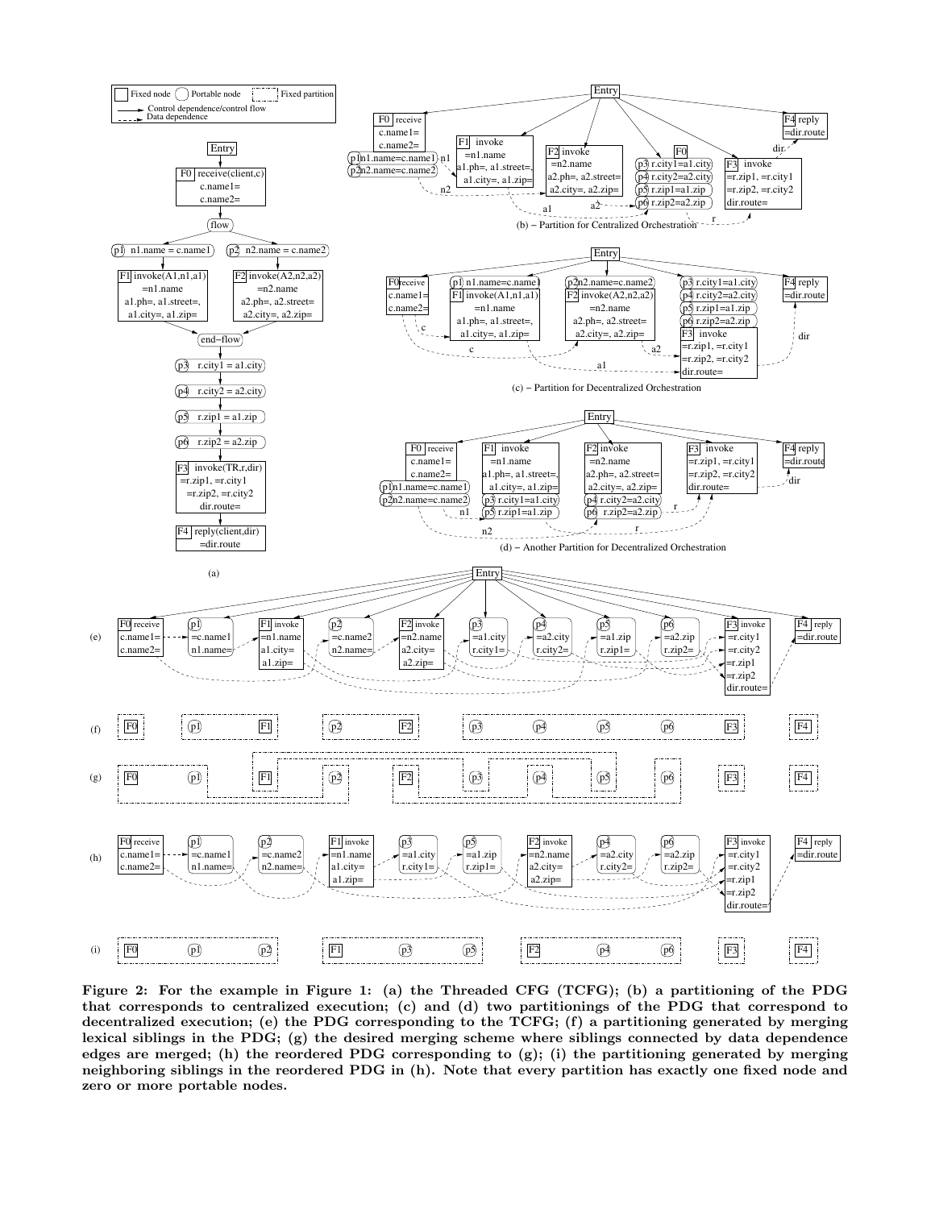**Figure 2: For the example in Figure 1: (a) the Threaded CFG (TCFG); (b) a partitioning of the PDG that corresponds to centralized execution; (c) and (d) two partitionings of the PDG that correspond to decentralized execution; (e) the PDG corresponding to the TCFG; (f) a partitioning generated by merging lexical siblings in the PDG; (g) the desired merging scheme where siblings connected by data dependence edges are merged; (h) the reordered PDG corresponding to (g); (i) the partitioning generated by merging neighboring siblings in the reordered PDG in (h). Note that every partition has exactly one fixed node and zero or more portable nodes.**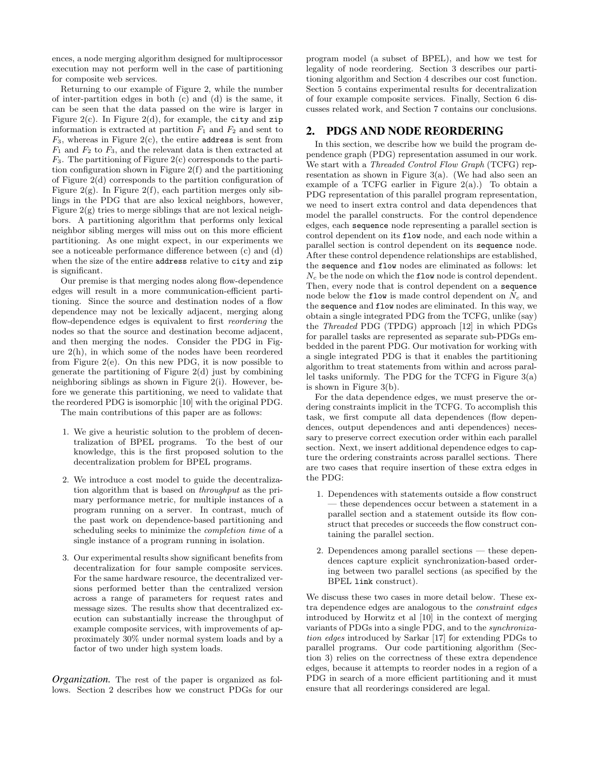ences, a node merging algorithm designed for multiprocessor execution may not perform well in the case of partitioning for composite web services.

Returning to our example of Figure 2, while the number of inter-partition edges in both (c) and (d) is the same, it can be seen that the data passed on the wire is larger in Figure 2(c). In Figure 2(d), for example, the `city` and `zip` information is extracted at partition $F_1$ and $F_2$ and sent to $F_3$, whereas in Figure 2(c), the entire `address` is sent from $F_1$ and $F_2$ to $F_3$, and the relevant data is then extracted at $F_3$. The partitioning of Figure 2(c) corresponds to the partition configuration shown in Figure 2(f) and the partitioning of Figure 2(d) corresponds to the partition configuration of Figure 2(g). In Figure 2(f), each partition merges only siblings in the PDG that are also lexical neighbors, however, Figure 2(g) tries to merge siblings that are not lexical neighbors. A partitioning algorithm that performs only lexical neighbor sibling merges will miss out on this more efficient partitioning. As one might expect, in our experiments we see a noticeable performance difference between (c) and (d) when the size of the entire `address` relative to `city` and `zip` is significant.

Our premise is that merging nodes along flow-dependence edges will result in a more communication-efficient partitioning. Since the source and destination nodes of a flow dependence may not be lexically adjacent, merging along flow-dependence edges is equivalent to first *reordering* the nodes so that the source and destination become adjacent, and then merging the nodes. Consider the PDG in Figure 2(h), in which some of the nodes have been reordered from Figure 2(e). On this new PDG, it is now possible to generate the partitioning of Figure 2(d) just by combining neighboring siblings as shown in Figure 2(i). However, before we generate this partitioning, we need to validate that the reordered PDG is isomorphic [10] with the original PDG.

The main contributions of this paper are as follows:

1. We give a heuristic solution to the problem of decentralization of BPEL programs. To the best of our knowledge, this is the first proposed solution to the decentralization problem for BPEL programs.

2. We introduce a cost model to guide the decentralization algorithm that is based on *throughput* as the primary performance metric, for multiple instances of a program running on a server. In contrast, much of the past work on dependence-based partitioning and scheduling seeks to minimize the *completion time* of a single instance of a program running in isolation.

3. Our experimental results show significant benefits from decentralization for four sample composite services. For the same hardware resource, the decentralized versions performed better than the centralized version across a range of parameters for request rates and message sizes. The results show that decentralized execution can substantially increase the throughput of example composite services, with improvements of approximately 30% under normal system loads and by a factor of two under high system loads.

***Organization.*** The rest of the paper is organized as follows. Section 2 describes how we construct PDGs for our program model (a subset of BPEL), and how we test for legality of node reordering. Section 3 describes our partitioning algorithm and Section 4 describes our cost function. Section 5 contains experimental results for decentralization of four example composite services. Finally, Section 6 discusses related work, and Section 7 contains our conclusions.

## 2. PDGS AND NODE REORDERING

In this section, we describe how we build the program dependence graph (PDG) representation assumed in our work. We start with a *Threaded Control Flow Graph* (TCFG) representation as shown in Figure 3(a). (We had also seen an example of a TCFG earlier in Figure 2(a).) To obtain a PDG representation of this parallel program representation, we need to insert extra control and data dependences that model the parallel constructs. For the control dependence edges, each `sequence` node representing a parallel section is control dependent on its `flow` node, and each node within a parallel section is control dependent on its `sequence` node. After these control dependence relationships are established, the `sequence` and `flow` nodes are eliminated as follows: let $N_c$ be the node on which the `flow` node is control dependent. Then, every node that is control dependent on a `sequence` node below the `flow` is made control dependent on $N_c$ and the `sequence` and `flow` nodes are eliminated. In this way, we obtain a single integrated PDG from the TCFG, unlike (say) the *Threaded* PDG (TPDG) approach [12] in which PDGs for parallel tasks are represented as separate sub-PDGs embedded in the parent PDG. Our motivation for working with a single integrated PDG is that it enables the partitioning algorithm to treat statements from within and across parallel tasks uniformly. The PDG for the TCFG in Figure 3(a) is shown in Figure 3(b).

For the data dependence edges, we must preserve the ordering constraints implicit in the TCFG. To accomplish this task, we first compute all data dependences (flow dependences, output dependences and anti dependences) necessary to preserve correct execution order within each parallel section. Next, we insert additional dependence edges to capture the ordering constraints across parallel sections. There are two cases that require insertion of these extra edges in the PDG:

1. Dependences with statements outside a flow construct — these dependences occur between a statement in a parallel section and a statement outside its flow construct that precedes or succeeds the flow construct containing the parallel section.

2. Dependences among parallel sections — these dependences capture explicit synchronization-based ordering between two parallel sections (as specified by the BPEL `link` construct).

We discuss these two cases in more detail below. These extra dependence edges are analogous to the *constraint edges* introduced by Horwitz et al [10] in the context of merging variants of PDGs into a single PDG, and to the *synchronization edges* introduced by Sarkar [17] for extending PDGs to parallel programs. Our code partitioning algorithm (Section 3) relies on the correctness of these extra dependence edges, because it attempts to reorder nodes in a region of a PDG in search of a more efficient partitioning and it must ensure that all reorderings considered are legal.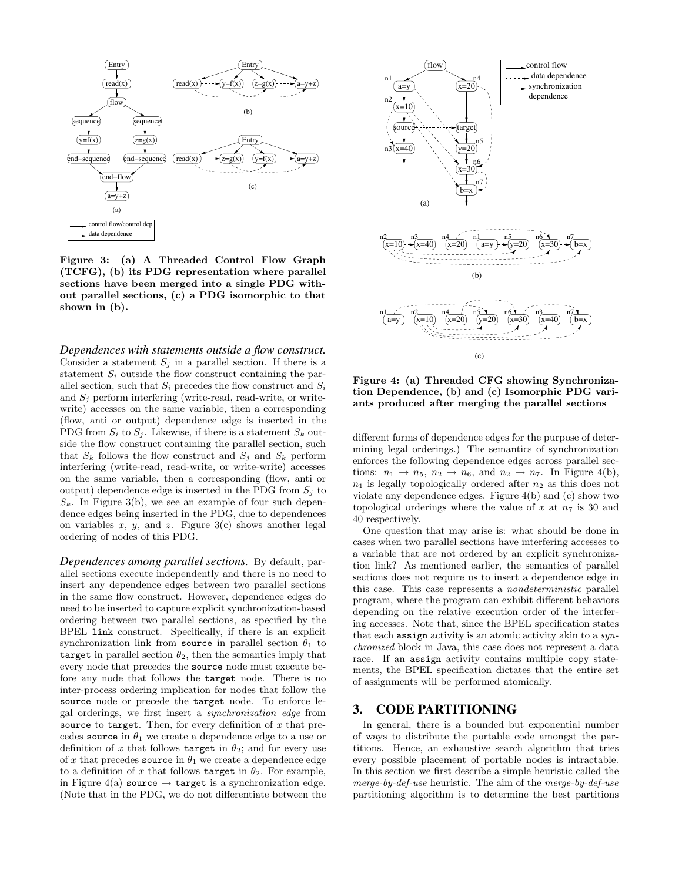Figure 3: (a) A Threaded Control Flow Graph (TCFG), (b) its PDG representation where parallel sections have been merged into a single PDG without parallel sections, (c) a PDG isomorphic to that shown in (b).

*Dependences with statements outside a flow construct.* Consider a statement $S_j$ in a parallel section. If there is a statement $S_i$ outside the flow construct containing the parallel section, such that $S_i$ precedes the flow construct and $S_i$ and $S_j$ perform interfering (write-read, read-write, or write-write) accesses on the same variable, then a corresponding (flow, anti or output) dependence edge is inserted in the PDG from $S_i$ to $S_j$. Likewise, if there is a statement $S_k$ outside the flow construct containing the parallel section, such that $S_k$ follows the flow construct and $S_j$ and $S_k$ perform interfering (write-read, read-write, or write-write) accesses on the same variable, then a corresponding (flow, anti or output) dependence edge is inserted in the PDG from $S_j$ to $S_k$. In Figure 3(b), we see an example of four such dependence edges being inserted in the PDG, due to dependences on variables $x$, $y$, and $z$. Figure 3(c) shows another legal ordering of nodes of this PDG.

*Dependences among parallel sections.* By default, parallel sections execute independently and there is no need to insert any dependence edges between two parallel sections in the same flow construct. However, dependence edges do need to be inserted to capture explicit synchronization-based ordering between two parallel sections, as specified by the BPEL `link` construct. Specifically, if there is an explicit synchronization link from `source` in parallel section $\theta_1$ to `target` in parallel section $\theta_2$, then the semantics imply that every node that precedes the `source` node must execute before any node that follows the `target` node. There is no inter-process ordering implication for nodes that follow the `source` node or precede the `target` node. To enforce legal orderings, we first insert a *synchronization edge* from `source` to `target`. Then, for every definition of $x$ that precedes `source` in $\theta_1$ we create a dependence edge to a use or definition of $x$ that follows `target` in $\theta_2$; and for every use of $x$ that precedes `source` in $\theta_1$ we create a dependence edge to a definition of $x$ that follows `target` in $\theta_2$. For example, in Figure 4(a) `source` → `target` is a synchronization edge. (Note that in the PDG, we do not differentiate between the different forms of dependence edges for the purpose of determining legal orderings.) The semantics of synchronization enforces the following dependence edges across parallel sections: $n_1 \rightarrow n_5$, $n_2 \rightarrow n_6$, and $n_2 \rightarrow n_7$. In Figure 4(b), $n_1$ is legally topologically ordered after $n_2$ as this does not violate any dependence edges. Figure 4(b) and (c) show two topological orderings where the value of $x$ at $n_7$ is 30 and 40 respectively.

Figure 4: (a) Threaded CFG showing Synchronization Dependence, (b) and (c) Isomorphic PDG variants produced after merging the parallel sections

One question that may arise is: what should be done in cases when two parallel sections have interfering accesses to a variable that are not ordered by an explicit synchronization link? As mentioned earlier, the semantics of parallel sections does not require us to insert a dependence edge in this case. This case represents a *nondeterministic* parallel program, where the program can exhibit different behaviors depending on the relative execution order of the interfering accesses. Note that, since the BPEL specification states that each `assign` activity is an atomic activity akin to a *synchronized* block in Java, this case does not represent a data race. If an `assign` activity contains multiple `copy` statements, the BPEL specification dictates that the entire set of assignments will be performed atomically.

## 3. CODE PARTITIONING

In general, there is a bounded but exponential number of ways to distribute the portable code amongst the partitions. Hence, an exhaustive search algorithm that tries every possible placement of portable nodes is intractable. In this section we first describe a simple heuristic called the *merge-by-def-use* heuristic. The aim of the *merge-by-def-use* partitioning algorithm is to determine the best partitions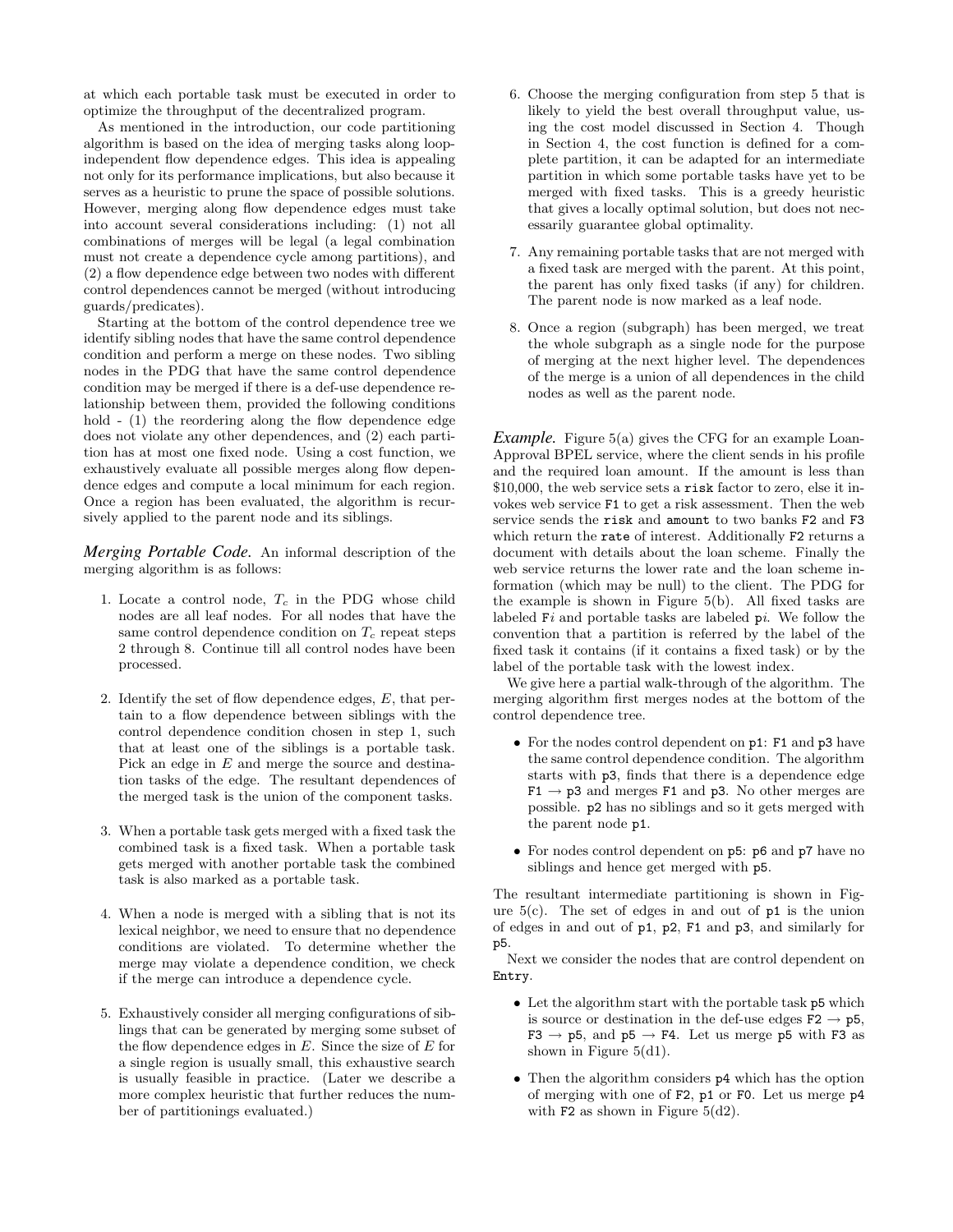at which each portable task must be executed in order to optimize the throughput of the decentralized program.

As mentioned in the introduction, our code partitioning algorithm is based on the idea of merging tasks along loop-independent flow dependence edges. This idea is appealing not only for its performance implications, but also because it serves as a heuristic to prune the space of possible solutions. However, merging along flow dependence edges must take into account several considerations including: (1) not all combinations of merges will be legal (a legal combination must not create a dependence cycle among partitions), and (2) a flow dependence edge between two nodes with different control dependences cannot be merged (without introducing guards/predicates).

Starting at the bottom of the control dependence tree we identify sibling nodes that have the same control dependence condition and perform a merge on these nodes. Two sibling nodes in the PDG that have the same control dependence condition may be merged if there is a def-use dependence relationship between them, provided the following conditions hold - (1) the reordering along the flow dependence edge does not violate any other dependences, and (2) each partition has at most one fixed node. Using a cost function, we exhaustively evaluate all possible merges along flow dependence edges and compute a local minimum for each region. Once a region has been evaluated, the algorithm is recursively applied to the parent node and its siblings.

***Merging Portable Code.*** An informal description of the merging algorithm is as follows:

1. Locate a control node, $T_c$ in the PDG whose child nodes are all leaf nodes. For all nodes that have the same control dependence condition on $T_c$ repeat steps 2 through 8. Continue till all control nodes have been processed.

2. Identify the set of flow dependence edges, $E$, that pertain to a flow dependence between siblings with the control dependence condition chosen in step 1, such that at least one of the siblings is a portable task. Pick an edge in $E$ and merge the source and destination tasks of the edge. The resultant dependences of the merged task is the union of the component tasks.

3. When a portable task gets merged with a fixed task the combined task is a fixed task. When a portable task gets merged with another portable task the combined task is also marked as a portable task.

4. When a node is merged with a sibling that is not its lexical neighbor, we need to ensure that no dependence conditions are violated. To determine whether the merge may violate a dependence condition, we check if the merge can introduce a dependence cycle.

5. Exhaustively consider all merging configurations of siblings that can be generated by merging some subset of the flow dependence edges in $E$. Since the size of $E$ for a single region is usually small, this exhaustive search is usually feasible in practice. (Later we describe a more complex heuristic that further reduces the number of partitionings evaluated.)

6. Choose the merging configuration from step 5 that is likely to yield the best overall throughput value, using the cost model discussed in Section 4. Though in Section 4, the cost function is defined for a complete partition, it can be adapted for an intermediate partition in which some portable tasks have yet to be merged with fixed tasks. This is a greedy heuristic that gives a locally optimal solution, but does not necessarily guarantee global optimality.

7. Any remaining portable tasks that are not merged with a fixed task are merged with the parent. At this point, the parent has only fixed tasks (if any) for children. The parent node is now marked as a leaf node.

8. Once a region (subgraph) has been merged, we treat the whole subgraph as a single node for the purpose of merging at the next higher level. The dependences of the merge is a union of all dependences in the child nodes as well as the parent node.

***Example.*** Figure 5(a) gives the CFG for an example Loan-Approval BPEL service, where the client sends in his profile and the required loan amount. If the amount is less than \$10,000, the web service sets a `risk` factor to zero, else it invokes web service `F1` to get a risk assessment. Then the web service sends the `risk` and `amount` to two banks `F2` and `F3` which return the `rate` of interest. Additionally `F2` returns a document with details about the loan scheme. Finally the web service returns the lower rate and the loan scheme information (which may be null) to the client. The PDG for the example is shown in Figure 5(b). All fixed tasks are labeled `F`$i$ and portable tasks are labeled `p`$i$. We follow the convention that a partition is referred by the label of the fixed task it contains (if it contains a fixed task) or by the label of the portable task with the lowest index.

We give here a partial walk-through of the algorithm. The merging algorithm first merges nodes at the bottom of the control dependence tree.

- For the nodes control dependent on `p1`: `F1` and `p3` have the same control dependence condition. The algorithm starts with `p3`, finds that there is a dependence edge `F1` → `p3` and merges `F1` and `p3`. No other merges are possible. `p2` has no siblings and so it gets merged with the parent node `p1`.

- For nodes control dependent on `p5`: `p6` and `p7` have no siblings and hence get merged with `p5`.

The resultant intermediate partitioning is shown in Figure 5(c). The set of edges in and out of `p1` is the union of edges in and out of `p1`, `p2`, `F1` and `p3`, and similarly for `p5`.

Next we consider the nodes that are control dependent on `Entry`.

- Let the algorithm start with the portable task `p5` which is source or destination in the def-use edges `F2` → `p5`, `F3` → `p5`, and `p5` → `F4`. Let us merge `p5` with `F3` as shown in Figure 5(d1).

- Then the algorithm considers `p4` which has the option of merging with one of `F2`, `p1` or `F0`. Let us merge `p4` with `F2` as shown in Figure 5(d2).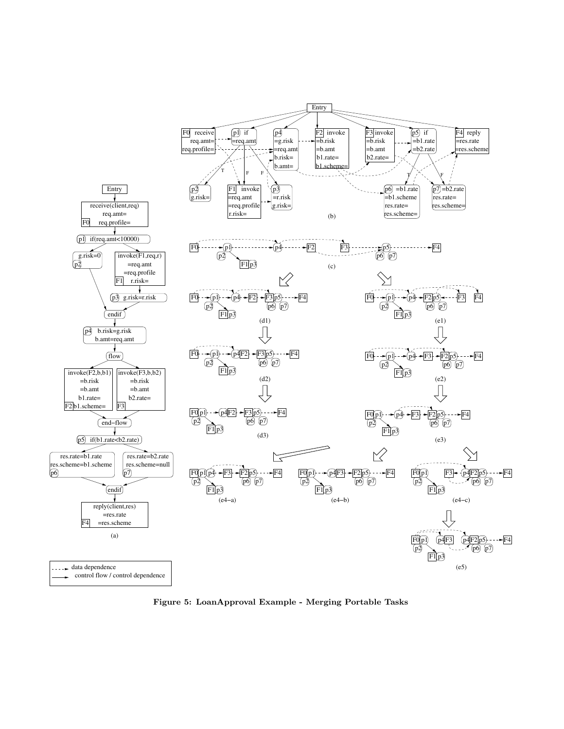**Figure 5: LoanApproval Example - Merging Portable Tasks**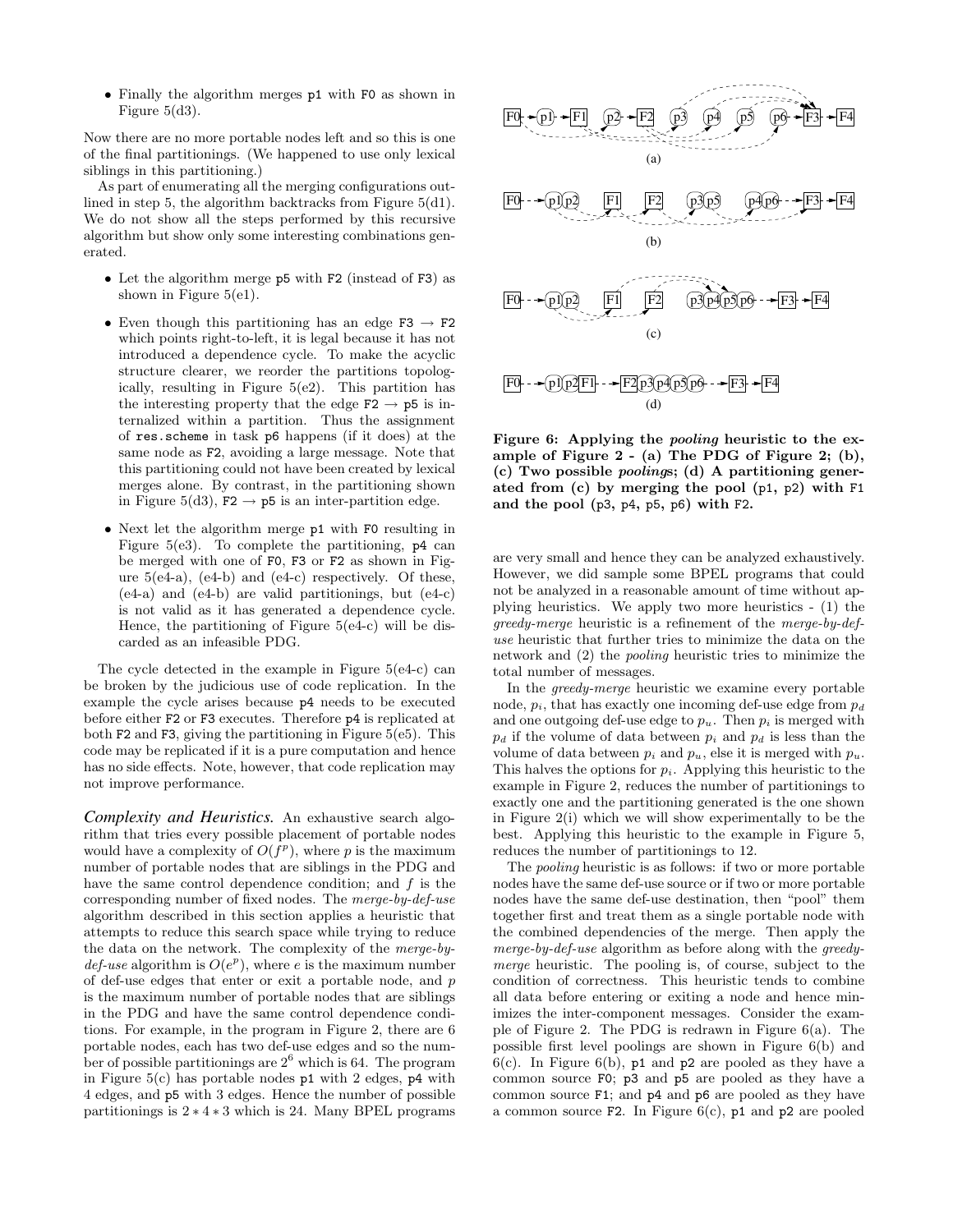- Finally the algorithm merges p1 with F0 as shown in Figure 5(d3).

Now there are no more portable nodes left and so this is one of the final partitionings. (We happened to use only lexical siblings in this partitioning.)

As part of enumerating all the merging configurations outlined in step 5, the algorithm backtracks from Figure 5(d1). We do not show all the steps performed by this recursive algorithm but show only some interesting combinations generated.

- Let the algorithm merge p5 with F2 (instead of F3) as shown in Figure 5(e1).
- Even though this partitioning has an edge F3 → F2 which points right-to-left, it is legal because it has not introduced a dependence cycle. To make the acyclic structure clearer, we reorder the partitions topologically, resulting in Figure 5(e2). This partition has the interesting property that the edge F2 → p5 is internalized within a partition. Thus the assignment of res.scheme in task p6 happens (if it does) at the same node as F2, avoiding a large message. Note that this partitioning could not have been created by lexical merges alone. By contrast, in the partitioning shown in Figure 5(d3), F2 → p5 is an inter-partition edge.
- Next let the algorithm merge p1 with F0 resulting in Figure 5(e3). To complete the partitioning, p4 can be merged with one of F0, F3 or F2 as shown in Figure 5(e4-a), (e4-b) and (e4-c) respectively. Of these, (e4-a) and (e4-b) are valid partitionings, but (e4-c) is not valid as it has generated a dependence cycle. Hence, the partitioning of Figure 5(e4-c) will be discarded as an infeasible PDG.

The cycle detected in the example in Figure 5(e4-c) can be broken by the judicious use of code replication. In the example the cycle arises because p4 needs to be executed before either F2 or F3 executes. Therefore p4 is replicated at both F2 and F3, giving the partitioning in Figure 5(e5). This code may be replicated if it is a pure computation and hence has no side effects. Note, however, that code replication may not improve performance.

***Complexity and Heuristics.*** An exhaustive search algorithm that tries every possible placement of portable nodes would have a complexity of $O(f^p)$, where $p$ is the maximum number of portable nodes that are siblings in the PDG and have the same control dependence condition; and $f$ is the corresponding number of fixed nodes. The *merge-by-def-use* algorithm described in this section applies a heuristic that attempts to reduce this search space while trying to reduce the data on the network. The complexity of the *merge-by-def-use* algorithm is $O(e^p)$, where $e$ is the maximum number of def-use edges that enter or exit a portable node, and $p$ is the maximum number of portable nodes that are siblings in the PDG and have the same control dependence conditions. For example, in the program in Figure 2, there are 6 portable nodes, each has two def-use edges and so the number of possible partitionings are $2^6$ which is 64. The program in Figure 5(c) has portable nodes p1 with 2 edges, p4 with 4 edges, and p5 with 3 edges. Hence the number of possible partitionings is $2 * 4 * 3$ which is 24. Many BPEL programs are very small and hence they can be analyzed exhaustively. However, we did sample some BPEL programs that could not be analyzed in a reasonable amount of time without applying heuristics. We apply two more heuristics - (1) the *greedy-merge* heuristic is a refinement of the *merge-by-def-use* heuristic that further tries to minimize the data on the network and (2) the *pooling* heuristic tries to minimize the total number of messages.

Figure 6: Applying the *pooling* heuristic to the example of Figure 2 - (a) The PDG of Figure 2; (b), (c) Two possible *poolings*; (d) A partitioning generated from (c) by merging the pool (p1, p2) with F1 and the pool (p3, p4, p5, p6) with F2.

In the *greedy-merge* heuristic we examine every portable node, $p_i$, that has exactly one incoming def-use edge from $p_d$ and one outgoing def-use edge to $p_u$. Then $p_i$ is merged with $p_d$ if the volume of data between $p_i$ and $p_d$ is less than the volume of data between $p_i$ and $p_u$, else it is merged with $p_u$. This halves the options for $p_i$. Applying this heuristic to the example in Figure 2, reduces the number of partitionings to exactly one and the partitioning generated is the one shown in Figure 2(i) which we will show experimentally to be the best. Applying this heuristic to the example in Figure 5, reduces the number of partitionings to 12.

The *pooling* heuristic is as follows: if two or more portable nodes have the same def-use source or if two or more portable nodes have the same def-use destination, then "pool" them together first and treat them as a single portable node with the combined dependencies of the merge. Then apply the *merge-by-def-use* algorithm as before along with the *greedy-merge* heuristic. The pooling is, of course, subject to the condition of correctness. This heuristic tends to combine all data before entering or exiting a node and hence minimizes the inter-component messages. Consider the example of Figure 2. The PDG is redrawn in Figure 6(a). The possible first level poolings are shown in Figure 6(b) and 6(c). In Figure 6(b), p1 and p2 are pooled as they have a common source F0; p3 and p5 are pooled as they have a common source F1; and p4 and p6 are pooled as they have a common source F2. In Figure 6(c), p1 and p2 are pooled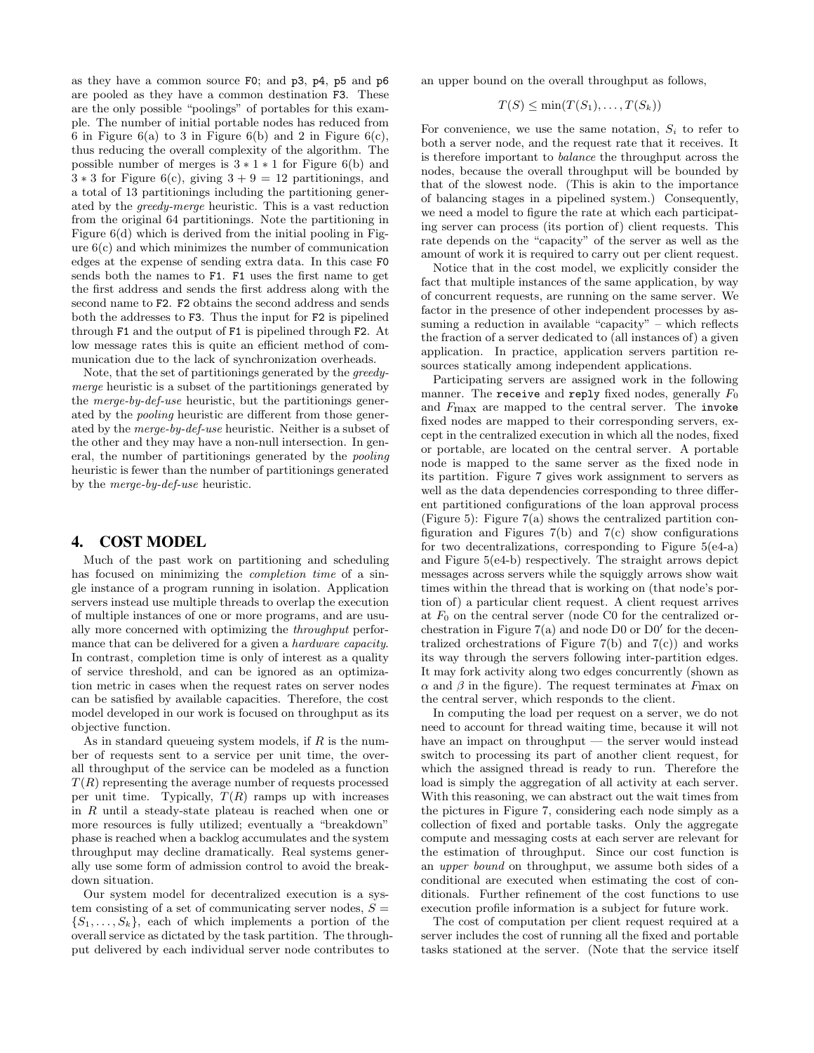as they have a common source F0; and p3, p4, p5 and p6 are pooled as they have a common destination F3. These are the only possible "poolings" of portables for this example. The number of initial portable nodes has reduced from 6 in Figure 6(a) to 3 in Figure 6(b) and 2 in Figure 6(c), thus reducing the overall complexity of the algorithm. The possible number of merges is $3 * 1 * 1$ for Figure 6(b) and $3 * 3$ for Figure 6(c), giving $3 + 9 = 12$ partitionings, and a total of 13 partitionings including the partitioning generated by the *greedy-merge* heuristic. This is a vast reduction from the original 64 partitionings. Note the partitioning in Figure 6(d) which is derived from the initial pooling in Figure 6(c) and which minimizes the number of communication edges at the expense of sending extra data. In this case F0 sends both the names to F1. F1 uses the first name to get the first address and sends the first address along with the second name to F2. F2 obtains the second address and sends both the addresses to F3. Thus the input for F2 is pipelined through F1 and the output of F1 is pipelined through F2. At low message rates this is quite an efficient method of communication due to the lack of synchronization overheads.

Note, that the set of partitionings generated by the *greedy-merge* heuristic is a subset of the partitionings generated by the *merge-by-def-use* heuristic, but the partitionings generated by the *pooling* heuristic are different from those generated by the *merge-by-def-use* heuristic. Neither is a subset of the other and they may have a non-null intersection. In general, the number of partitionings generated by the *pooling* heuristic is fewer than the number of partitionings generated by the *merge-by-def-use* heuristic.

## 4. COST MODEL

Much of the past work on partitioning and scheduling has focused on minimizing the *completion time* of a single instance of a program running in isolation. Application servers instead use multiple threads to overlap the execution of multiple instances of one or more programs, and are usually more concerned with optimizing the *throughput* performance that can be delivered for a given a *hardware capacity*. In contrast, completion time is only of interest as a quality of service threshold, and can be ignored as an optimization metric in cases when the request rates on server nodes can be satisfied by available capacities. Therefore, the cost model developed in our work is focused on throughput as its objective function.

As in standard queueing system models, if $R$ is the number of requests sent to a service per unit time, the overall throughput of the service can be modeled as a function $T(R)$ representing the average number of requests processed per unit time. Typically, $T(R)$ ramps up with increases in $R$ until a steady-state plateau is reached when one or more resources is fully utilized; eventually a "breakdown" phase is reached when a backlog accumulates and the system throughput may decline dramatically. Real systems generally use some form of admission control to avoid the breakdown situation.

Our system model for decentralized execution is a system consisting of a set of communicating server nodes, $S = \{S_1, \ldots, S_k\}$, each of which implements a portion of the overall service as dictated by the task partition. The throughput delivered by each individual server node contributes to an upper bound on the overall throughput as follows,

$$T(S) \leq \min(T(S_1), \ldots, T(S_k))$$

For convenience, we use the same notation, $S_i$ to refer to both a server node, and the request rate that it receives. It is therefore important to *balance* the throughput across the nodes, because the overall throughput will be bounded by that of the slowest node. (This is akin to the importance of balancing stages in a pipelined system.) Consequently, we need a model to figure the rate at which each participating server can process (its portion of) client requests. This rate depends on the "capacity" of the server as well as the amount of work it is required to carry out per client request.

Notice that in the cost model, we explicitly consider the fact that multiple instances of the same application, by way of concurrent requests, are running on the same server. We factor in the presence of other independent processes by assuming a reduction in available "capacity" – which reflects the fraction of a server dedicated to (all instances of) a given application. In practice, application servers partition resources statically among independent applications.

Participating servers are assigned work in the following manner. The receive and reply fixed nodes, generally $F_0$ and $F_{\max}$ are mapped to the central server. The invoke fixed nodes are mapped to their corresponding servers, except in the centralized execution in which all the nodes, fixed or portable, are located on the central server. A portable node is mapped to the same server as the fixed node in its partition. Figure 7 gives work assignment to servers as well as the data dependencies corresponding to three different partitioned configurations of the loan approval process (Figure 5): Figure 7(a) shows the centralized partition configuration and Figures 7(b) and 7(c) show configurations for two decentralizations, corresponding to Figure 5(e4-a) and Figure 5(e4-b) respectively. The straight arrows depict messages across servers while the squiggly arrows show wait times within the thread that is working on (that node's portion of) a particular client request. A client request arrives at $F_0$ on the central server (node C0 for the centralized orchestration in Figure 7(a) and node D0 or D0′ for the decentralized orchestrations of Figure 7(b) and 7(c)) and works its way through the servers following inter-partition edges. It may fork activity along two edges concurrently (shown as $\alpha$ and $\beta$ in the figure). The request terminates at $F_{\max}$ on the central server, which responds to the client.

In computing the load per request on a server, we do not need to account for thread waiting time, because it will not have an impact on throughput — the server would instead switch to processing its part of another client request, for which the assigned thread is ready to run. Therefore the load is simply the aggregation of all activity at each server. With this reasoning, we can abstract out the wait times from the pictures in Figure 7, considering each node simply as a collection of fixed and portable tasks. Only the aggregate compute and messaging costs at each server are relevant for the estimation of throughput. Since our cost function is an *upper bound* on throughput, we assume both sides of a conditional are executed when estimating the cost of conditionals. Further refinement of the cost functions to use execution profile information is a subject for future work.

The cost of computation per client request required at a server includes the cost of running all the fixed and portable tasks stationed at the server. (Note that the service itself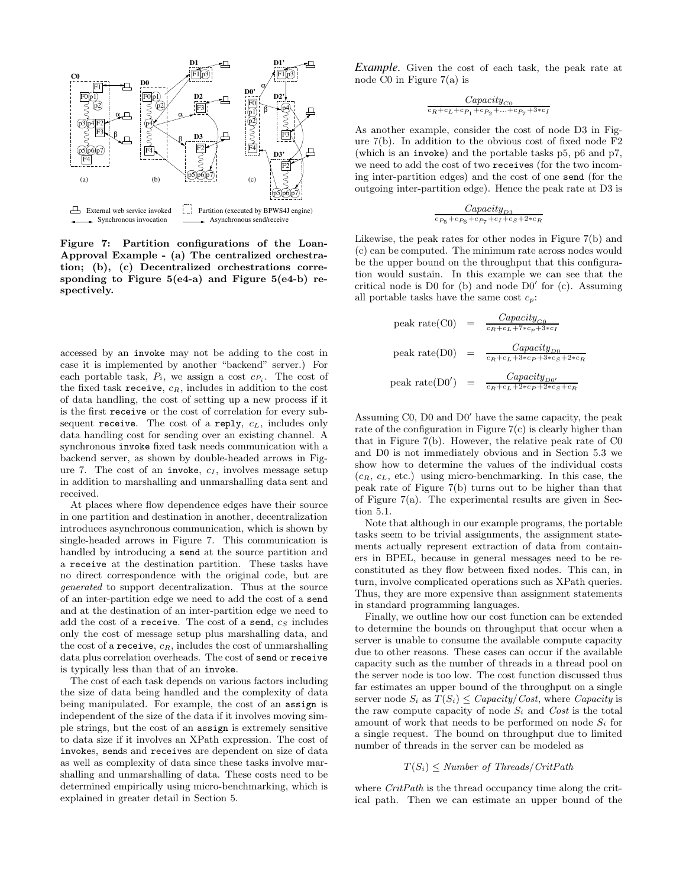Figure 7: Partition configurations of the Loan-Approval Example - (a) The centralized orchestration; (b), (c) Decentralized orchestrations corresponding to Figure 5(e4-a) and Figure 5(e4-b) respectively.

accessed by an invoke may not be adding to the cost in case it is implemented by another "backend" server.) For each portable task, $P_i$, we assign a cost $c_{P_i}$. The cost of the fixed task receive, $c_R$, includes in addition to the cost of data handling, the cost of setting up a new process if it is the first receive or the cost of correlation for every subsequent receive. The cost of a reply, $c_L$, includes only data handling cost for sending over an existing channel. A synchronous invoke fixed task needs communication with a backend server, as shown by double-headed arrows in Figure 7. The cost of an invoke, $c_I$, involves message setup in addition to marshalling and unmarshalling data sent and received.

At places where flow dependence edges have their source in one partition and destination in another, decentralization introduces asynchronous communication, which is shown by single-headed arrows in Figure 7. This communication is handled by introducing a send at the source partition and a receive at the destination partition. These tasks have no direct correspondence with the original code, but are *generated* to support decentralization. Thus at the source of an inter-partition edge we need to add the cost of a send and at the destination of an inter-partition edge we need to add the cost of a receive. The cost of a send, $c_S$ includes only the cost of message setup plus marshalling data, and the cost of a receive, $c_R$, includes the cost of unmarshalling data plus correlation overheads. The cost of send or receive is typically less than that of an invoke.

The cost of each task depends on various factors including the size of data being handled and the complexity of data being manipulated. For example, the cost of an assign is independent of the size of the data if it involves moving simple strings, but the cost of an assign is extremely sensitive to data size if it involves an XPath expression. The cost of invokes, sends and receives are dependent on size of data as well as complexity of data since these tasks involve marshalling and unmarshalling of data. These costs need to be determined empirically using micro-benchmarking, which is explained in greater detail in Section 5.

***Example.*** Given the cost of each task, the peak rate at node C0 in Figure 7(a) is

$$\frac{Capacity_{C0}}{c_R + c_L + c_{P_1} + c_{P_2} + \ldots + c_{P_7} + 3 * c_I}$$

As another example, consider the cost of node D3 in Figure 7(b). In addition to the obvious cost of fixed node F2 (which is an invoke) and the portable tasks p5, p6 and p7, we need to add the cost of two receives (for the two incoming inter-partition edges) and the cost of one send (for the outgoing inter-partition edge). Hence the peak rate at D3 is

$$\frac{Capacity_{D3}}{c_{P_5} + c_{P_6} + c_{P_7} + c_I + c_S + 2 * c_R}$$

Likewise, the peak rates for other nodes in Figure 7(b) and (c) can be computed. The minimum rate across nodes would be the upper bound on the throughput that this configuration would sustain. In this example we can see that the critical node is D0 for (b) and node D0′ for (c). Assuming all portable tasks have the same cost $c_p$:

$$\text{peak rate(C0)} = \frac{Capacity_{C0}}{c_R + c_L + 7 * c_p + 3 * c_I}$$

$$\text{peak rate(D0)} = \frac{Capacity_{D0}}{c_R + c_L + 3 * c_P + 3 * c_S + 2 * c_R}$$

$$\text{peak rate(D0}') = \frac{Capacity_{D0'}}{c_R + c_L + 2 * c_P + 2 * c_S + c_R}$$

Assuming C0, D0 and D0′ have the same capacity, the peak rate of the configuration in Figure 7(c) is clearly higher than that in Figure 7(b). However, the relative peak rate of C0 and D0 is not immediately obvious and in Section 5.3 we show how to determine the values of the individual costs ($c_R$, $c_L$, etc.) using micro-benchmarking. In this case, the peak rate of Figure 7(b) turns out to be higher than that of Figure 7(a). The experimental results are given in Section 5.1.

Note that although in our example programs, the portable tasks seem to be trivial assignments, the assignment statements actually represent extraction of data from containers in BPEL, because in general messages need to be reconstituted as they flow between fixed nodes. This can, in turn, involve complicated operations such as XPath queries. Thus, they are more expensive than assignment statements in standard programming languages.

Finally, we outline how our cost function can be extended to determine the bounds on throughput that occur when a server is unable to consume the available compute capacity due to other reasons. These cases can occur if the available capacity such as the number of threads in a thread pool on the server node is too low. The cost function discussed thus far estimates an upper bound of the throughput on a single server node $S_i$ as $T(S_i) \leq Capacity/Cost$, where *Capacity* is the raw compute capacity of node $S_i$ and *Cost* is the total amount of work that needs to be performed on node $S_i$ for a single request. The bound on throughput due to limited number of threads in the server can be modeled as

$$T(S_i) \leq Number\ of\ Threads/CritPath$$

where *CritPath* is the thread occupancy time along the critical path. Then we can estimate an upper bound of the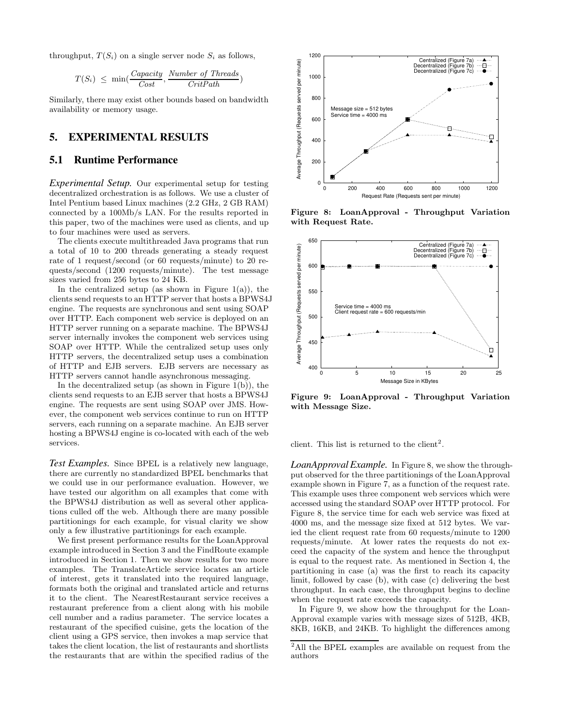throughput, $T(S_i)$ on a single server node $S_i$ as follows,

$$T(S_i) \leq \min(\frac{Capacity}{Cost}, \frac{Number\ of\ Threads}{CritPath})$$

Similarly, there may exist other bounds based on bandwidth availability or memory usage.

## 5. EXPERIMENTAL RESULTS

### 5.1 Runtime Performance

***Experimental Setup.*** Our experimental setup for testing decentralized orchestration is as follows. We use a cluster of Intel Pentium based Linux machines (2.2 GHz, 2 GB RAM) connected by a 100Mb/s LAN. For the results reported in this paper, two of the machines were used as clients, and up to four machines were used as servers.

The clients execute multithreaded Java programs that run a total of 10 to 200 threads generating a steady request rate of 1 request/second (or 60 requests/minute) to 20 requests/second (1200 requests/minute). The test message sizes varied from 256 bytes to 24 KB.

In the centralized setup (as shown in Figure 1(a)), the clients send requests to an HTTP server that hosts a BPWS4J engine. The requests are synchronous and sent using SOAP over HTTP. Each component web service is deployed on an HTTP server running on a separate machine. The BPWS4J server internally invokes the component web services using SOAP over HTTP. While the centralized setup uses only HTTP servers, the decentralized setup uses a combination of HTTP and EJB servers. EJB servers are necessary as HTTP servers cannot handle asynchronous messaging.

In the decentralized setup (as shown in Figure 1(b)), the clients send requests to an EJB server that hosts a BPWS4J engine. The requests are sent using SOAP over JMS. However, the component web services continue to run on HTTP servers, each running on a separate machine. An EJB server hosting a BPWS4J engine is co-located with each of the web services.

***Test Examples.*** Since BPEL is a relatively new language, there are currently no standardized BPEL benchmarks that we could use in our performance evaluation. However, we have tested our algorithm on all examples that come with the BPWS4J distribution as well as several other applications culled off the web. Although there are many possible partitionings for each example, for visual clarity we show only a few illustrative partitionings for each example.

We first present performance results for the LoanApproval example introduced in Section 3 and the FindRoute example introduced in Section 1. Then we show results for two more examples. The TranslateArticle service locates an article of interest, gets it translated into the required language, formats both the original and translated article and returns it to the client. The NearestRestaurant service receives a restaurant preference from a client along with his mobile cell number and a radius parameter. The service locates a restaurant of the specified cuisine, gets the location of the client using a GPS service, then invokes a map service that takes the client location, the list of restaurants and shortlists the restaurants that are within the specified radius of the client. This list is returned to the client[2].

**Figure 8: LoanApproval - Throughput Variation with Request Rate.**

**Figure 9: LoanApproval - Throughput Variation with Message Size.**

***LoanApproval Example.*** In Figure 8, we show the throughput observed for the three partitionings of the LoanApproval example shown in Figure 7, as a function of the request rate. This example uses three component web services which were accessed using the standard SOAP over HTTP protocol. For Figure 8, the service time for each web service was fixed at 4000 ms, and the message size fixed at 512 bytes. We varied the client request rate from 60 requests/minute to 1200 requests/minute. At lower rates the requests do not exceed the capacity of the system and hence the throughput is equal to the request rate. As mentioned in Section 4, the partitioning in case (a) was the first to reach its capacity limit, followed by case (b), with case (c) delivering the best throughput. In each case, the throughput begins to decline when the request rate exceeds the capacity.

In Figure 9, we show how the throughput for the LoanApproval example varies with message sizes of 512B, 4KB, 8KB, 16KB, and 24KB. To highlight the differences among

[2]All the BPEL examples are available on request from the authors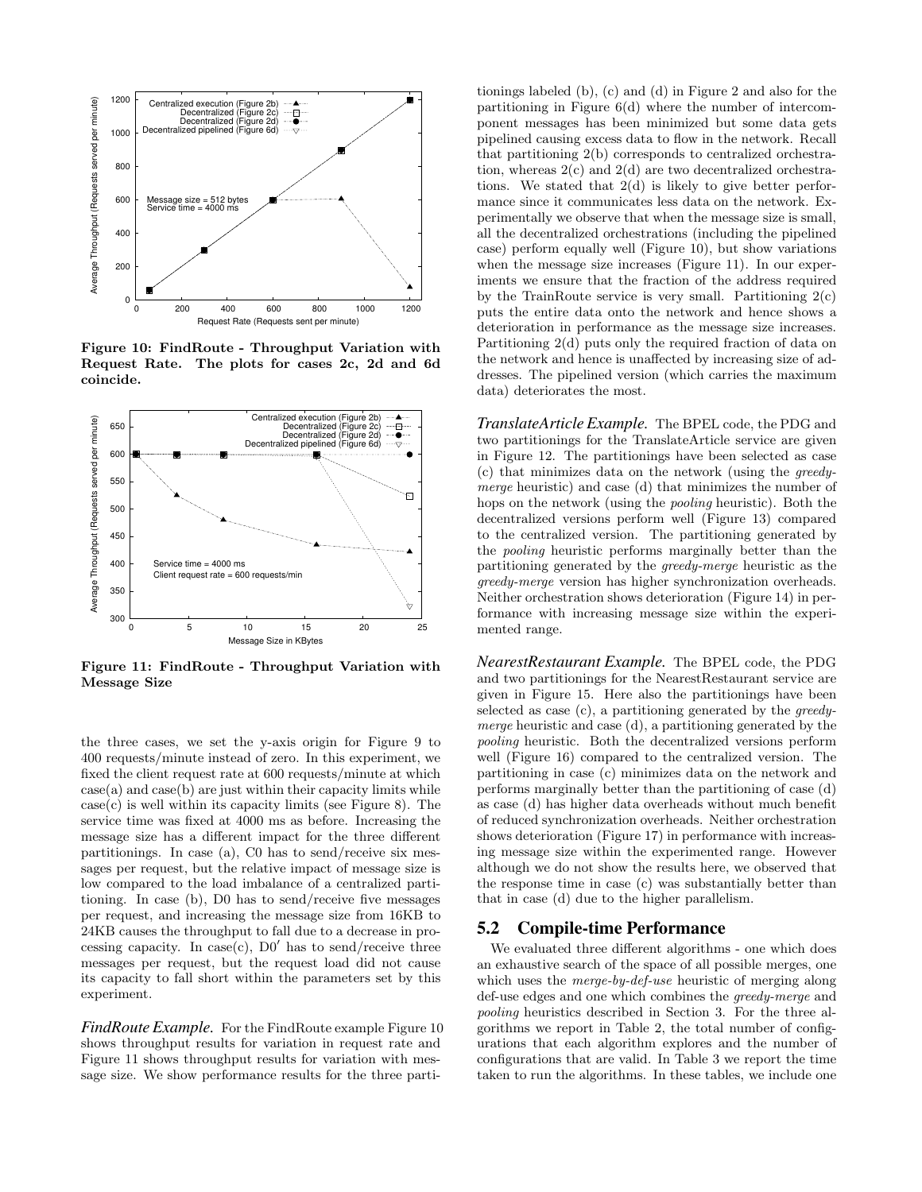Figure 10: FindRoute - Throughput Variation with Request Rate. The plots for cases 2c, 2d and 6d coincide.

Figure 11: FindRoute - Throughput Variation with Message Size

the three cases, we set the y-axis origin for Figure 9 to 400 requests/minute instead of zero. In this experiment, we fixed the client request rate at 600 requests/minute at which case(a) and case(b) are just within their capacity limits while case(c) is well within its capacity limits (see Figure 8). The service time was fixed at 4000 ms as before. Increasing the message size has a different impact for the three different partitionings. In case (a), C0 has to send/receive six messages per request, but the relative impact of message size is low compared to the load imbalance of a centralized partitioning. In case (b), D0 has to send/receive five messages per request, and increasing the message size from 16KB to 24KB causes the throughput to fall due to a decrease in processing capacity. In case(c), $D0'$ has to send/receive three messages per request, but the request load did not cause its capacity to fall short within the parameters set by this experiment.

***FindRoute Example.*** For the FindRoute example Figure 10 shows throughput results for variation in request rate and Figure 11 shows throughput results for variation with message size. We show performance results for the three partitionings labeled (b), (c) and (d) in Figure 2 and also for the partitioning in Figure 6(d) where the number of intercomponent messages has been minimized but some data gets pipelined causing excess data to flow in the network. Recall that partitioning 2(b) corresponds to centralized orchestration, whereas 2(c) and 2(d) are two decentralized orchestrations. We stated that 2(d) is likely to give better performance since it communicates less data on the network. Experimentally we observe that when the message size is small, all the decentralized orchestrations (including the pipelined case) perform equally well (Figure 10), but show variations when the message size increases (Figure 11). In our experiments we ensure that the fraction of the address required by the TrainRoute service is very small. Partitioning 2(c) puts the entire data onto the network and hence shows a deterioration in performance as the message size increases. Partitioning 2(d) puts only the required fraction of data on the network and hence is unaffected by increasing size of addresses. The pipelined version (which carries the maximum data) deteriorates the most.

***TranslateArticle Example.*** The BPEL code, the PDG and two partitionings for the TranslateArticle service are given in Figure 12. The partitionings have been selected as case (c) that minimizes data on the network (using the *greedy-merge* heuristic) and case (d) that minimizes the number of hops on the network (using the *pooling* heuristic). Both the decentralized versions perform well (Figure 13) compared to the centralized version. The partitioning generated by the *pooling* heuristic performs marginally better than the partitioning generated by the *greedy-merge* heuristic as the *greedy-merge* version has higher synchronization overheads. Neither orchestration shows deterioration (Figure 14) in performance with increasing message size within the experimented range.

***NearestRestaurant Example.*** The BPEL code, the PDG and two partitionings for the NearestRestaurant service are given in Figure 15. Here also the partitionings have been selected as case (c), a partitioning generated by the *greedy-merge* heuristic and case (d), a partitioning generated by the *pooling* heuristic. Both the decentralized versions perform well (Figure 16) compared to the centralized version. The partitioning in case (c) minimizes data on the network and performs marginally better than the partitioning of case (d) as case (d) has higher data overheads without much benefit of reduced synchronization overheads. Neither orchestration shows deterioration (Figure 17) in performance with increasing message size within the experimented range. However although we do not show the results here, we observed that the response time in case (c) was substantially better than that in case (d) due to the higher parallelism.

## 5.2 Compile-time Performance

We evaluated three different algorithms - one which does an exhaustive search of the space of all possible merges, one which uses the *merge-by-def-use* heuristic of merging along def-use edges and one which combines the *greedy-merge* and *pooling* heuristics described in Section 3. For the three algorithms we report in Table 2, the total number of configurations that each algorithm explores and the number of configurations that are valid. In Table 3 we report the time taken to run the algorithms. In these tables, we include one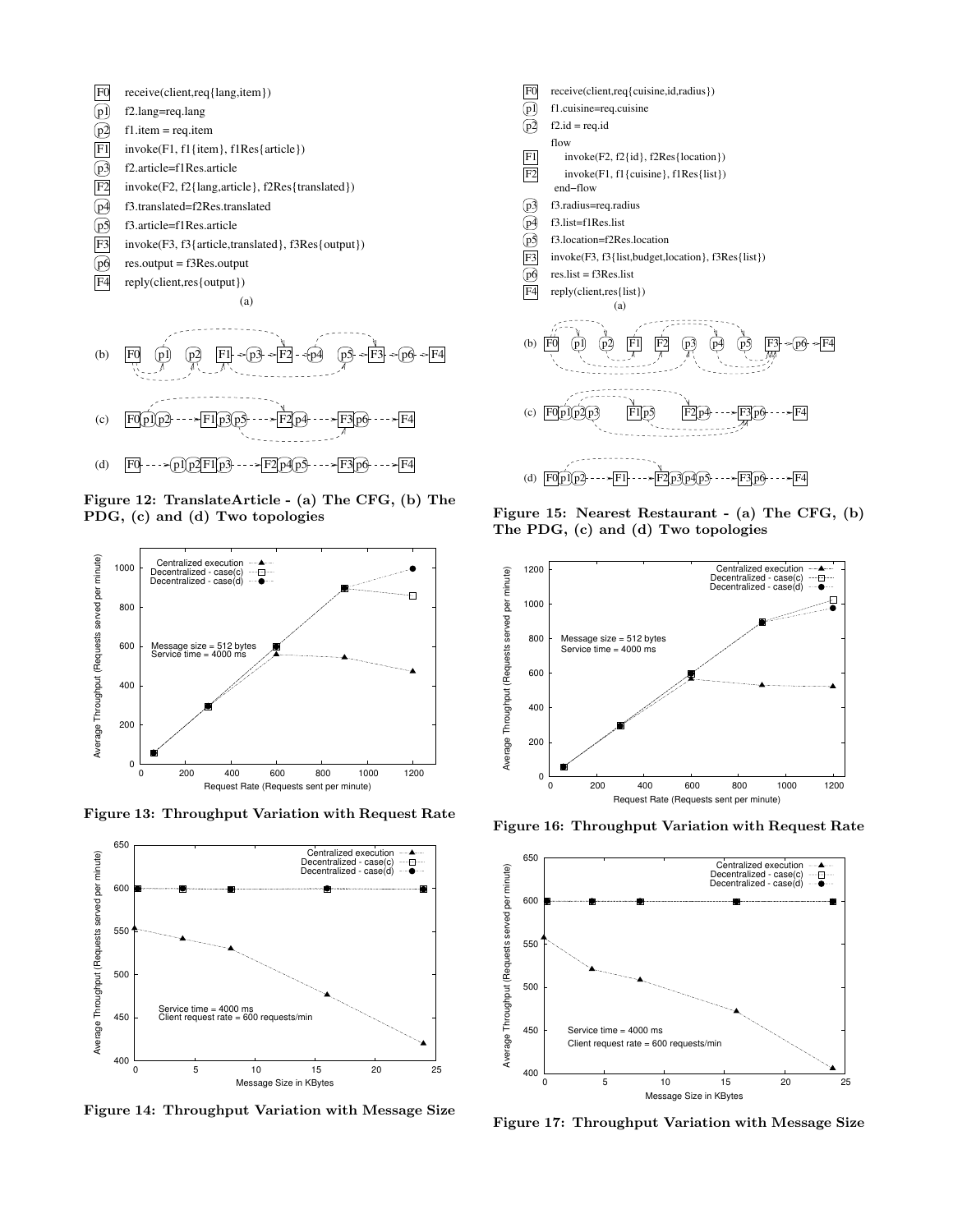```
F0  receive(client,req{lang,item})
p1  f2.lang=req.lang
p2  f1.item = req.item
F1  invoke(F1, f1{item}, f1Res{article})
p3  f2.article=f1Res.article
F2  invoke(F2, f2{lang,article}, f2Res{translated})
p4  f3.translated=f2Res.translated
p5  f3.article=f1Res.article
F3  invoke(F3, f3{article,translated}, f3Res{output})
p6  res.output = f3Res.output
F4  reply(client,res{output})
```

(a)

(b) F0 p1 p2 F1 p3 F2 p4 p5 F3 p6 F4

(c) F0 p1 p2 F1 p3 p5 F2 p4 F3 p6 F4

(d) F0 p1 p2 F1 p3 F2 p4 p5 F3 p6 F4

**Figure 12: TranslateArticle - (a) The CFG, (b) The PDG, (c) and (d) Two topologies**

**Figure 13: Throughput Variation with Request Rate**

**Figure 14: Throughput Variation with Message Size**

```
F0  receive(client,req{cuisine,id,radius})
p1  f1.cuisine=req.cuisine
p2  f2.id = req.id
    flow
F1      invoke(F2, f2{id}, f2Res{location})
F2      invoke(F1, f1{cuisine}, f1Res{list})
    end-flow
p3  f3.radius=req.radius
p4  f3.list=f1Res.list
p5  f3.location=f2Res.location
F3  invoke(F3, f3{list,budget,location}, f3Res{list})
p6  res.list = f3Res.list
F4  reply(client,res{list})
```

(a)

(b) F0 p1 p2 F1 F2 p3 p4 p5 F3 p6 F4

(c) F0 p1 p2 p3 F1 p5 F2 p4 F3 p6 F4

(d) F0 p1 p2 F1 F2 p3 p4 p5 F3 p6 F4

**Figure 15: Nearest Restaurant - (a) The CFG, (b) The PDG, (c) and (d) Two topologies**

**Figure 16: Throughput Variation with Request Rate**

**Figure 17: Throughput Variation with Message Size**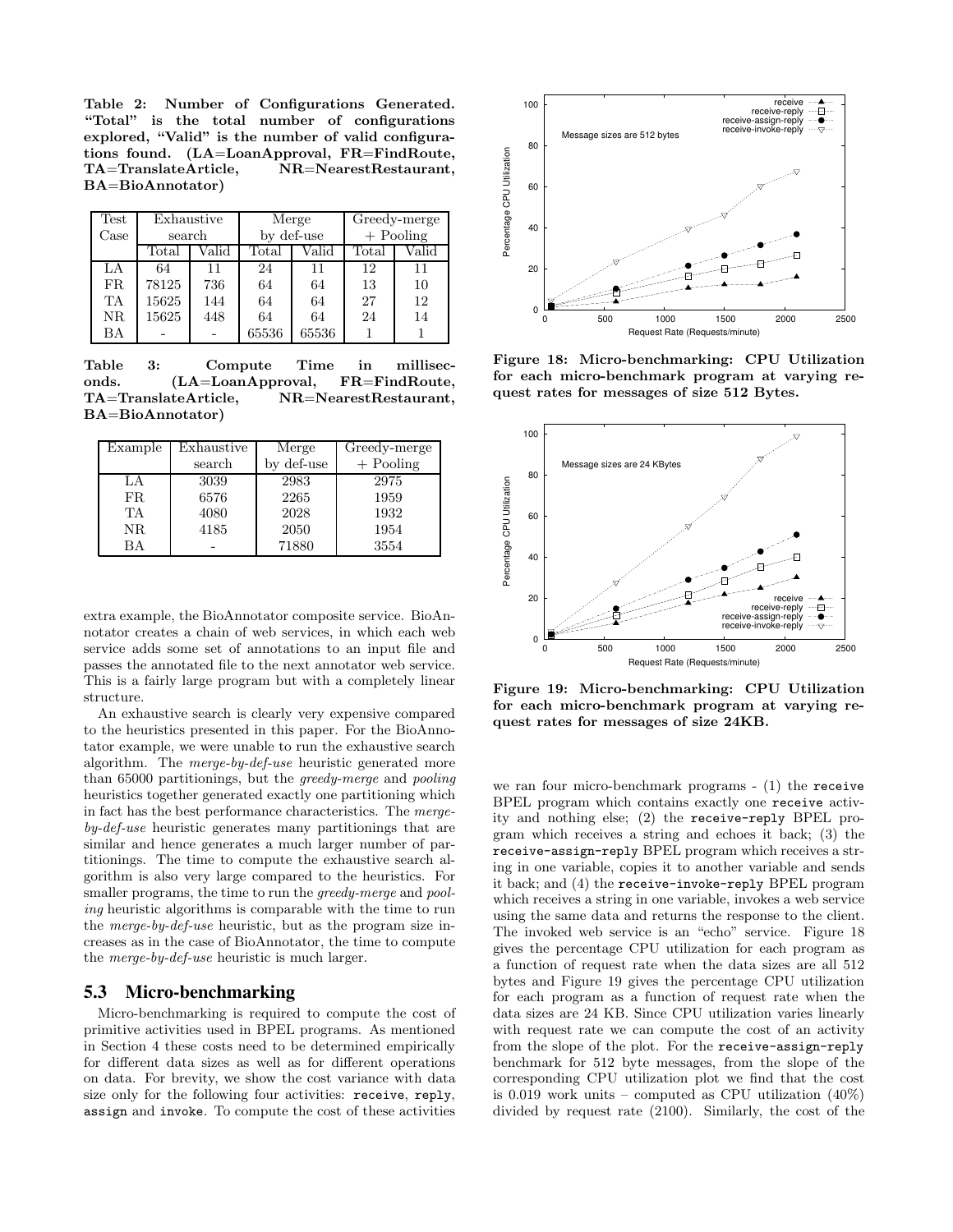**Table 2: Number of Configurations Generated. "Total" is the total number of configurations explored, "Valid" is the number of valid configurations found. (LA=LoanApproval, FR=FindRoute, TA=TranslateArticle, NR=NearestRestaurant, BA=BioAnnotator)**

| Test Case | Exhaustive search | | Merge by def-use | | Greedy-merge + Pooling | |
|---|---|---|---|---|---|---|
| | Total | Valid | Total | Valid | Total | Valid |
| LA | 64 | 11 | 24 | 11 | 12 | 11 |
| FR | 78125 | 736 | 64 | 64 | 13 | 10 |
| TA | 15625 | 144 | 64 | 64 | 27 | 12 |
| NR | 15625 | 448 | 64 | 64 | 24 | 14 |
| BA | - | - | 65536 | 65536 | 1 | 1 |

**Table 3: Compute Time in milliseconds. (LA=LoanApproval, FR=FindRoute, TA=TranslateArticle, NR=NearestRestaurant, BA=BioAnnotator)**

| Example | Exhaustive search | Merge by def-use | Greedy-merge + Pooling |
|---|---|---|---|
| LA | 3039 | 2983 | 2975 |
| FR | 6576 | 2265 | 1959 |
| TA | 4080 | 2028 | 1932 |
| NR | 4185 | 2050 | 1954 |
| BA | - | 71880 | 3554 |

extra example, the BioAnnotator composite service. BioAnnotator creates a chain of web services, in which each web service adds some set of annotations to an input file and passes the annotated file to the next annotator web service. This is a fairly large program but with a completely linear structure.

An exhaustive search is clearly very expensive compared to the heuristics presented in this paper. For the BioAnnotator example, we were unable to run the exhaustive search algorithm. The *merge-by-def-use* heuristic generated more than 65000 partitionings, but the *greedy-merge* and *pooling* heuristics together generated exactly one partitioning which in fact has the best performance characteristics. The *merge-by-def-use* heuristic generates many partitionings that are similar and hence generates a much larger number of partitionings. The time to compute the exhaustive search algorithm is also very large compared to the heuristics. For smaller programs, the time to run the *greedy-merge* and *pooling* heuristic algorithms is comparable with the time to run the *merge-by-def-use* heuristic, but as the program size increases as in the case of BioAnnotator, the time to compute the *merge-by-def-use* heuristic is much larger.

## 5.3 Micro-benchmarking

Micro-benchmarking is required to compute the cost of primitive activities used in BPEL programs. As mentioned in Section 4 these costs need to be determined empirically for different data sizes as well as for different operations on data. For brevity, we show the cost variance with data size only for the following four activities: `receive`, `reply`, `assign` and `invoke`. To compute the cost of these activities we ran four micro-benchmark programs - (1) the `receive` BPEL program which contains exactly one `receive` activity and nothing else; (2) the `receive-reply` BPEL program which receives a string and echoes it back; (3) the `receive-assign-reply` BPEL program which receives a string in one variable, copies it to another variable and sends it back; and (4) the `receive-invoke-reply` BPEL program which receives a string in one variable, invokes a web service using the same data and returns the response to the client. The invoked web service is an "echo" service. Figure 18 gives the percentage CPU utilization for each program as a function of request rate when the data sizes are all 512 bytes and Figure 19 gives the percentage CPU utilization for each program as a function of request rate when the data sizes are 24 KB. Since CPU utilization varies linearly with request rate we can compute the cost of an activity from the slope of the plot. For the `receive-assign-reply` benchmark for 512 byte messages, from the slope of the corresponding CPU utilization plot we find that the cost is 0.019 work units – computed as CPU utilization (40%) divided by request rate (2100). Similarly, the cost of the

**Figure 18: Micro-benchmarking: CPU Utilization for each micro-benchmark program at varying request rates for messages of size 512 Bytes.**

**Figure 19: Micro-benchmarking: CPU Utilization for each micro-benchmark program at varying request rates for messages of size 24KB.**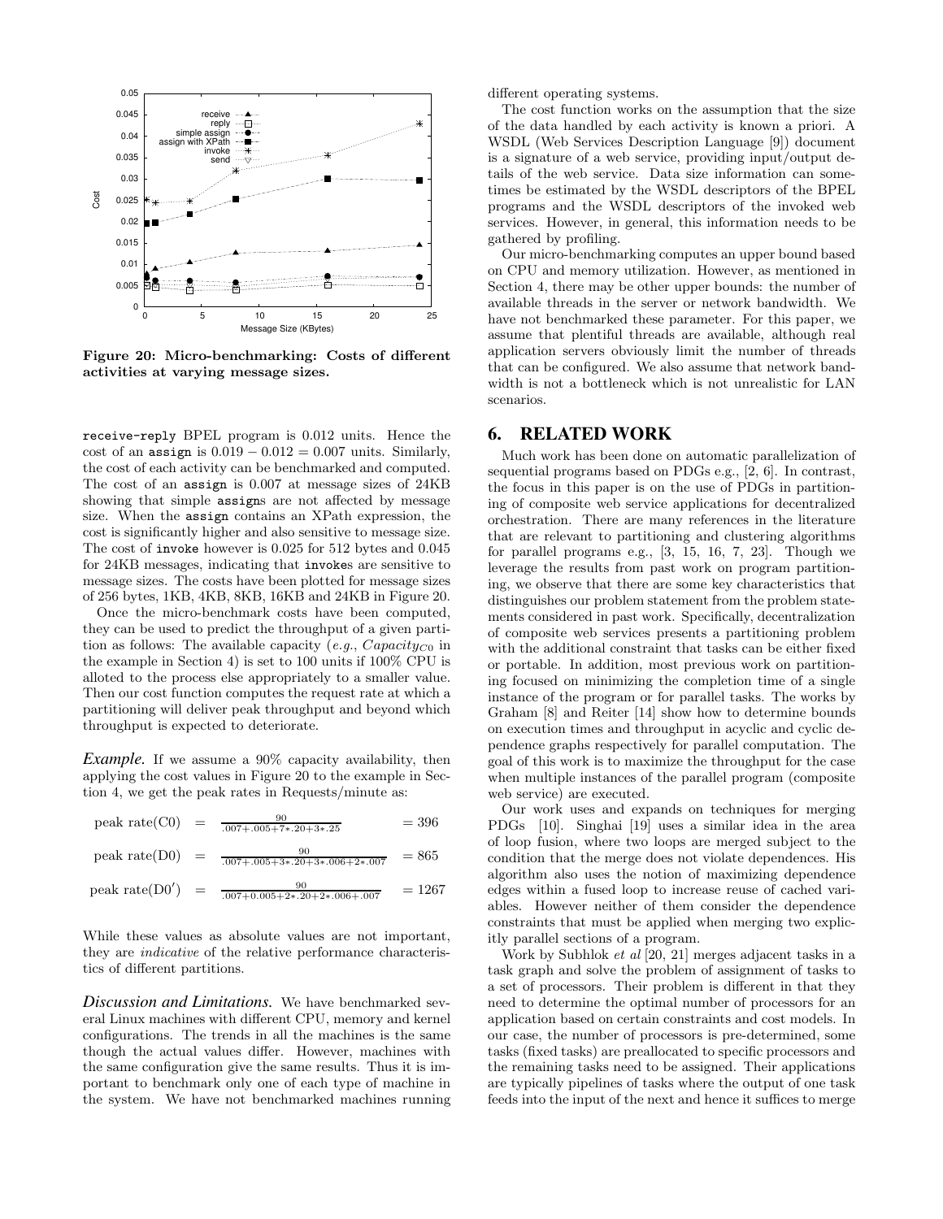0.05
0.045
0.04
0.035
0.03
0.025
0.02
0.015
0.01
0.005
0
Cost
0 5 10 15 20 25
Message Size (KBytes)
receive
reply
simple assign
assign with XPath
invoke
send

**Figure 20: Micro-benchmarking: Costs of different activities at varying message sizes.**

receive-reply BPEL program is 0.012 units. Hence the cost of an assign is $0.019 - 0.012 = 0.007$ units. Similarly, the cost of each activity can be benchmarked and computed. The cost of an assign is 0.007 at message sizes of 24KB showing that simple assigns are not affected by message size. When the assign contains an XPath expression, the cost is significantly higher and also sensitive to message size. The cost of invoke however is 0.025 for 512 bytes and 0.045 for 24KB messages, indicating that invokes are sensitive to message sizes. The costs have been plotted for message sizes of 256 bytes, 1KB, 4KB, 8KB, 16KB and 24KB in Figure 20.

Once the micro-benchmark costs have been computed, they can be used to predict the throughput of a given partition as follows: The available capacity (*e.g.*, $Capacity_{C0}$ in the example in Section 4) is set to 100 units if 100% CPU is alloted to the process else appropriately to a smaller value. Then our cost function computes the request rate at which a partitioning will deliver peak throughput and beyond which throughput is expected to deteriorate.

***Example.*** If we assume a 90% capacity availability, then applying the cost values in Figure 20 to the example in Section 4, we get the peak rates in Requests/minute as:

$$\text{peak rate(C0)} = \frac{90}{.007+.005+7*.20+3*.25} = 396$$

$$\text{peak rate(D0)} = \frac{90}{.007+.005+3*.20+3*.006+2*.007} = 865$$

$$\text{peak rate(D0}') = \frac{90}{.007+0.005+2*.20+2*.006+.007} = 1267$$

While these values as absolute values are not important, they are *indicative* of the relative performance characteristics of different partitions.

***Discussion and Limitations.*** We have benchmarked several Linux machines with different CPU, memory and kernel configurations. The trends in all the machines is the same though the actual values differ. However, machines with the same configuration give the same results. Thus it is important to benchmark only one of each type of machine in the system. We have not benchmarked machines running different operating systems.

The cost function works on the assumption that the size of the data handled by each activity is known a priori. A WSDL (Web Services Description Language [9]) document is a signature of a web service, providing input/output details of the web service. Data size information can sometimes be estimated by the WSDL descriptors of the BPEL programs and the WSDL descriptors of the invoked web services. However, in general, this information needs to be gathered by profiling.

Our micro-benchmarking computes an upper bound based on CPU and memory utilization. However, as mentioned in Section 4, there may be other upper bounds: the number of available threads in the server or network bandwidth. We have not benchmarked these parameter. For this paper, we assume that plentiful threads are available, although real application servers obviously limit the number of threads that can be configured. We also assume that network bandwidth is not a bottleneck which is not unrealistic for LAN scenarios.

## 6. RELATED WORK

Much work has been done on automatic parallelization of sequential programs based on PDGs e.g., [2, 6]. In contrast, the focus in this paper is on the use of PDGs in partitioning of composite web service applications for decentralized orchestration. There are many references in the literature that are relevant to partitioning and clustering algorithms for parallel programs e.g., [3, 15, 16, 7, 23]. Though we leverage the results from past work on program partitioning, we observe that there are some key characteristics that distinguishes our problem statement from the problem statements considered in past work. Specifically, decentralization of composite web services presents a partitioning problem with the additional constraint that tasks can be either fixed or portable. In addition, most previous work on partitioning focused on minimizing the completion time of a single instance of the program or for parallel tasks. The works by Graham [8] and Reiter [14] show how to determine bounds on execution times and throughput in acyclic and cyclic dependence graphs respectively for parallel computation. The goal of this work is to maximize the throughput for the case when multiple instances of the parallel program (composite web service) are executed.

Our work uses and expands on techniques for merging PDGs [10]. Singhai [19] uses a similar idea in the area of loop fusion, where two loops are merged subject to the condition that the merge does not violate dependences. His algorithm also uses the notion of maximizing dependence edges within a fused loop to increase reuse of cached variables. However neither of them consider the dependence constraints that must be applied when merging two explicitly parallel sections of a program.

Work by Subhlok *et al* [20, 21] merges adjacent tasks in a task graph and solve the problem of assignment of tasks to a set of processors. Their problem is different in that they need to determine the optimal number of processors for an application based on certain constraints and cost models. In our case, the number of processors is pre-determined, some tasks (fixed tasks) are preallocated to specific processors and the remaining tasks need to be assigned. Their applications are typically pipelines of tasks where the output of one task feeds into the input of the next and hence it suffices to merge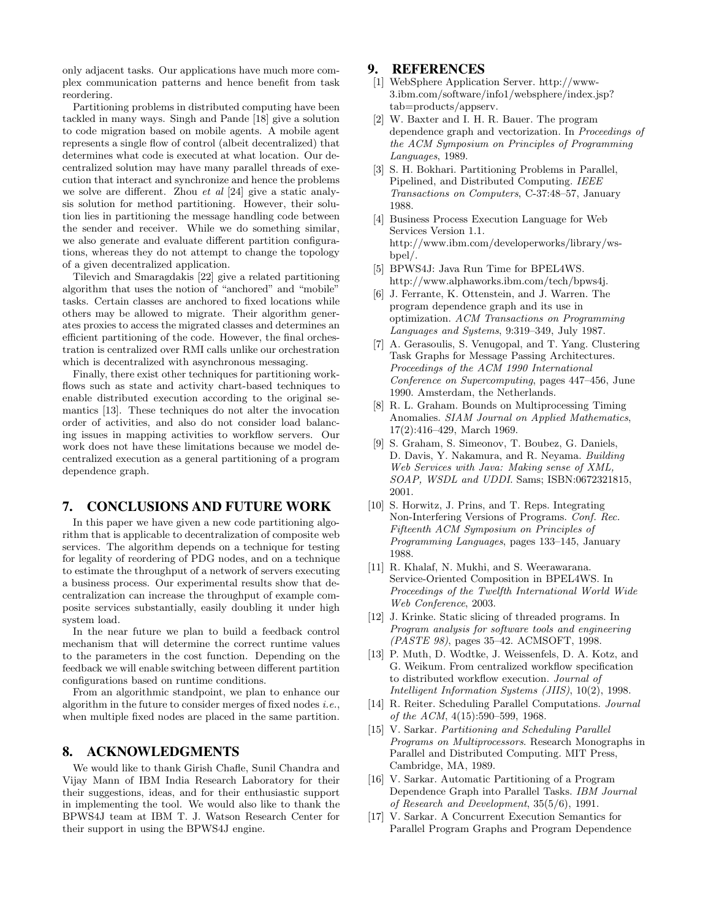only adjacent tasks. Our applications have much more complex communication patterns and hence benefit from task reordering.

Partitioning problems in distributed computing have been tackled in many ways. Singh and Pande [18] give a solution to code migration based on mobile agents. A mobile agent represents a single flow of control (albeit decentralized) that determines what code is executed at what location. Our decentralized solution may have many parallel threads of execution that interact and synchronize and hence the problems we solve are different. Zhou *et al* [24] give a static analysis solution for method partitioning. However, their solution lies in partitioning the message handling code between the sender and receiver. While we do something similar, we also generate and evaluate different partition configurations, whereas they do not attempt to change the topology of a given decentralized application.

Tilevich and Smaragdakis [22] give a related partitioning algorithm that uses the notion of "anchored" and "mobile" tasks. Certain classes are anchored to fixed locations while others may be allowed to migrate. Their algorithm generates proxies to access the migrated classes and determines an efficient partitioning of the code. However, the final orchestration is centralized over RMI calls unlike our orchestration which is decentralized with asynchronous messaging.

Finally, there exist other techniques for partitioning workflows such as state and activity chart-based techniques to enable distributed execution according to the original semantics [13]. These techniques do not alter the invocation order of activities, and also do not consider load balancing issues in mapping activities to workflow servers. Our work does not have these limitations because we model decentralized execution as a general partitioning of a program dependence graph.

## 7. CONCLUSIONS AND FUTURE WORK

In this paper we have given a new code partitioning algorithm that is applicable to decentralization of composite web services. The algorithm depends on a technique for testing for legality of reordering of PDG nodes, and on a technique to estimate the throughput of a network of servers executing a business process. Our experimental results show that decentralization can increase the throughput of example composite services substantially, easily doubling it under high system load.

In the near future we plan to build a feedback control mechanism that will determine the correct runtime values to the parameters in the cost function. Depending on the feedback we will enable switching between different partition configurations based on runtime conditions.

From an algorithmic standpoint, we plan to enhance our algorithm in the future to consider merges of fixed nodes *i.e.*, when multiple fixed nodes are placed in the same partition.

## 8. ACKNOWLEDGMENTS

We would like to thank Girish Chafle, Sunil Chandra and Vijay Mann of IBM India Research Laboratory for their their suggestions, ideas, and for their enthusiastic support in implementing the tool. We would also like to thank the BPWS4J team at IBM T. J. Watson Research Center for their support in using the BPWS4J engine.

## 9. REFERENCES

[1] WebSphere Application Server. http://www-3.ibm.com/software/info1/websphere/index.jsp?tab=products/appserv.

[2] W. Baxter and I. H. R. Bauer. The program dependence graph and vectorization. In *Proceedings of the ACM Symposium on Principles of Programming Languages*, 1989.

[3] S. H. Bokhari. Partitioning Problems in Parallel, Pipelined, and Distributed Computing. *IEEE Transactions on Computers*, C-37:48–57, January 1988.

[4] Business Process Execution Language for Web Services Version 1.1. http://www.ibm.com/developerworks/library/ws-bpel/.

[5] BPWS4J: Java Run Time for BPEL4WS. http://www.alphaworks.ibm.com/tech/bpws4j.

[6] J. Ferrante, K. Ottenstein, and J. Warren. The program dependence graph and its use in optimization. *ACM Transactions on Programming Languages and Systems*, 9:319–349, July 1987.

[7] A. Gerasoulis, S. Venugopal, and T. Yang. Clustering Task Graphs for Message Passing Architectures. *Proceedings of the ACM 1990 International Conference on Supercomputing*, pages 447–456, June 1990. Amsterdam, the Netherlands.

[8] R. L. Graham. Bounds on Multiprocessing Timing Anomalies. *SIAM Journal on Applied Mathematics*, 17(2):416–429, March 1969.

[9] S. Graham, S. Simeonov, T. Boubez, G. Daniels, D. Davis, Y. Nakamura, and R. Neyama. *Building Web Services with Java: Making sense of XML, SOAP, WSDL and UDDI*. Sams; ISBN:0672321815, 2001.

[10] S. Horwitz, J. Prins, and T. Reps. Integrating Non-Interfering Versions of Programs. *Conf. Rec. Fifteenth ACM Symposium on Principles of Programming Languages*, pages 133–145, January 1988.

[11] R. Khalaf, N. Mukhi, and S. Weerawarana. Service-Oriented Composition in BPEL4WS. In *Proceedings of the Twelfth International World Wide Web Conference*, 2003.

[12] J. Krinke. Static slicing of threaded programs. In *Program analysis for software tools and engineering (PASTE 98)*, pages 35–42. ACMSOFT, 1998.

[13] P. Muth, D. Wodtke, J. Weissenfels, D. A. Kotz, and G. Weikum. From centralized workflow specification to distributed workflow execution. *Journal of Intelligent Information Systems (JIIS)*, 10(2), 1998.

[14] R. Reiter. Scheduling Parallel Computations. *Journal of the ACM*, 4(15):590–599, 1968.

[15] V. Sarkar. *Partitioning and Scheduling Parallel Programs on Multiprocessors*. Research Monographs in Parallel and Distributed Computing. MIT Press, Cambridge, MA, 1989.

[16] V. Sarkar. Automatic Partitioning of a Program Dependence Graph into Parallel Tasks. *IBM Journal of Research and Development*, 35(5/6), 1991.

[17] V. Sarkar. A Concurrent Execution Semantics for Parallel Program Graphs and Program Dependence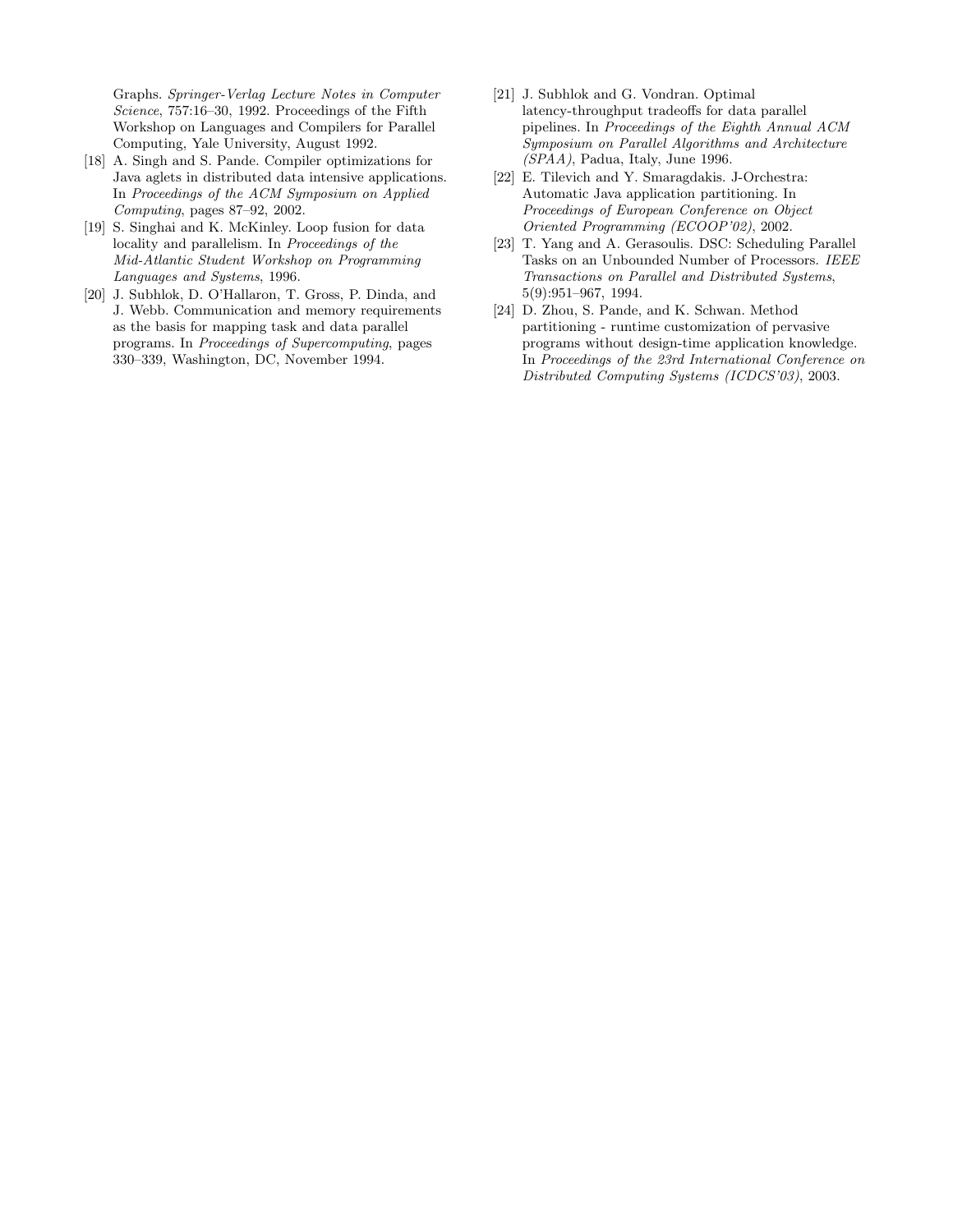Graphs. *Springer-Verlag Lecture Notes in Computer Science*, 757:16–30, 1992. Proceedings of the Fifth Workshop on Languages and Compilers for Parallel Computing, Yale University, August 1992.

[18] A. Singh and S. Pande. Compiler optimizations for Java aglets in distributed data intensive applications. In *Proceedings of the ACM Symposium on Applied Computing*, pages 87–92, 2002.

[19] S. Singhai and K. McKinley. Loop fusion for data locality and parallelism. In *Proceedings of the Mid-Atlantic Student Workshop on Programming Languages and Systems*, 1996.

[20] J. Subhlok, D. O'Hallaron, T. Gross, P. Dinda, and J. Webb. Communication and memory requirements as the basis for mapping task and data parallel programs. In *Proceedings of Supercomputing*, pages 330–339, Washington, DC, November 1994.

[21] J. Subhlok and G. Vondran. Optimal latency-throughput tradeoffs for data parallel pipelines. In *Proceedings of the Eighth Annual ACM Symposium on Parallel Algorithms and Architecture (SPAA)*, Padua, Italy, June 1996.

[22] E. Tilevich and Y. Smaragdakis. J-Orchestra: Automatic Java application partitioning. In *Proceedings of European Conference on Object Oriented Programming (ECOOP'02)*, 2002.

[23] T. Yang and A. Gerasoulis. DSC: Scheduling Parallel Tasks on an Unbounded Number of Processors. *IEEE Transactions on Parallel and Distributed Systems*, 5(9):951–967, 1994.

[24] D. Zhou, S. Pande, and K. Schwan. Method partitioning - runtime customization of pervasive programs without design-time application knowledge. In *Proceedings of the 23rd International Conference on Distributed Computing Systems (ICDCS'03)*, 2003.